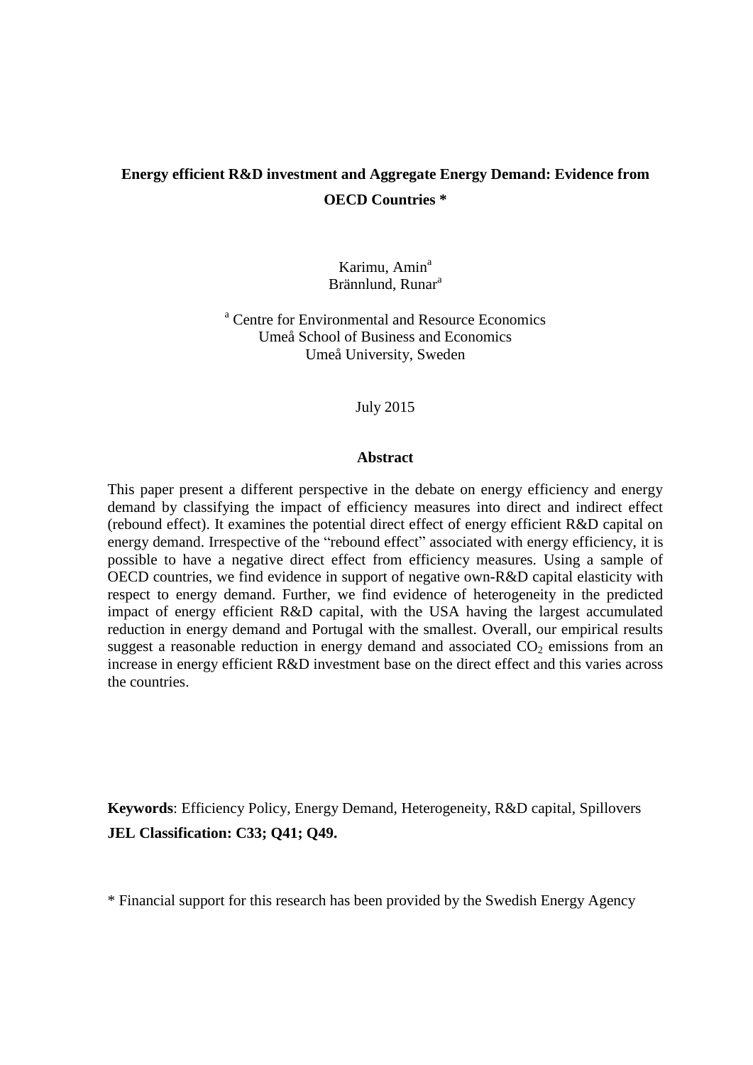# Energy efficient R&D investment and Aggregate Energy Demand: Evidence from OECD Countries *

Karimu, Amin[a]
Brännlund, Runar[a]

[a] Centre for Environmental and Resource Economics
Umeå School of Business and Economics
Umeå University, Sweden

July 2015

## Abstract

This paper present a different perspective in the debate on energy efficiency and energy demand by classifying the impact of efficiency measures into direct and indirect effect (rebound effect). It examines the potential direct effect of energy efficient R&D capital on energy demand. Irrespective of the "rebound effect" associated with energy efficiency, it is possible to have a negative direct effect from efficiency measures. Using a sample of OECD countries, we find evidence in support of negative own-R&D capital elasticity with respect to energy demand. Further, we find evidence of heterogeneity in the predicted impact of energy efficient R&D capital, with the USA having the largest accumulated reduction in energy demand and Portugal with the smallest. Overall, our empirical results suggest a reasonable reduction in energy demand and associated $CO_2$ emissions from an increase in energy efficient R&D investment base on the direct effect and this varies across the countries.

**Keywords**: Efficiency Policy, Energy Demand, Heterogeneity, R&D capital, Spillovers

**JEL Classification: C33; Q41; Q49.**

* Financial support for this research has been provided by the Swedish Energy Agency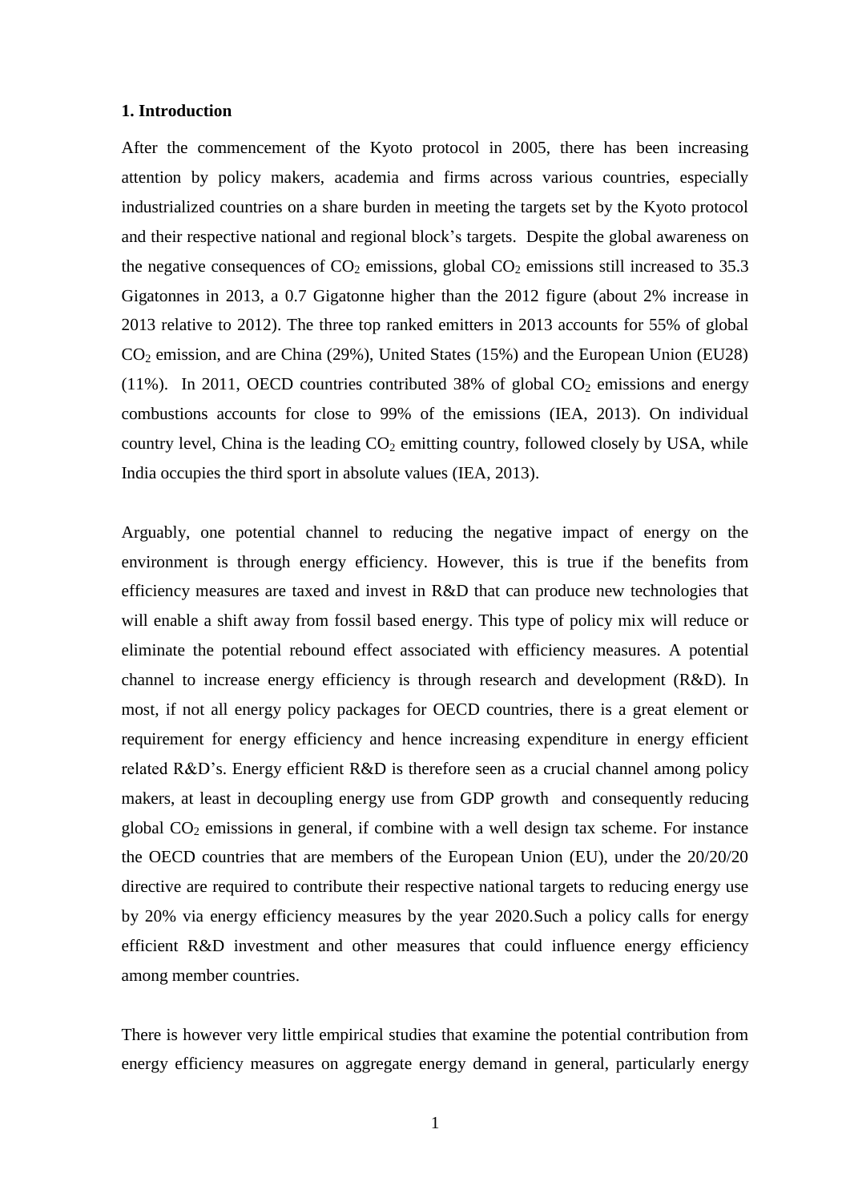**1. Introduction**

After the commencement of the Kyoto protocol in 2005, there has been increasing attention by policy makers, academia and firms across various countries, especially industrialized countries on a share burden in meeting the targets set by the Kyoto protocol and their respective national and regional block's targets. Despite the global awareness on the negative consequences of $CO_2$ emissions, global $CO_2$ emissions still increased to 35.3 Gigatonnes in 2013, a 0.7 Gigatonne higher than the 2012 figure (about 2% increase in 2013 relative to 2012). The three top ranked emitters in 2013 accounts for 55% of global $CO_2$ emission, and are China (29%), United States (15%) and the European Union (EU28) (11%). In 2011, OECD countries contributed 38% of global $CO_2$ emissions and energy combustions accounts for close to 99% of the emissions (IEA, 2013). On individual country level, China is the leading $CO_2$ emitting country, followed closely by USA, while India occupies the third sport in absolute values (IEA, 2013).

Arguably, one potential channel to reducing the negative impact of energy on the environment is through energy efficiency. However, this is true if the benefits from efficiency measures are taxed and invest in R&D that can produce new technologies that will enable a shift away from fossil based energy. This type of policy mix will reduce or eliminate the potential rebound effect associated with efficiency measures. A potential channel to increase energy efficiency is through research and development (R&D). In most, if not all energy policy packages for OECD countries, there is a great element or requirement for energy efficiency and hence increasing expenditure in energy efficient related R&D's. Energy efficient R&D is therefore seen as a crucial channel among policy makers, at least in decoupling energy use from GDP growth and consequently reducing global $CO_2$ emissions in general, if combine with a well design tax scheme. For instance the OECD countries that are members of the European Union (EU), under the 20/20/20 directive are required to contribute their respective national targets to reducing energy use by 20% via energy efficiency measures by the year 2020.Such a policy calls for energy efficient R&D investment and other measures that could influence energy efficiency among member countries.

There is however very little empirical studies that examine the potential contribution from energy efficiency measures on aggregate energy demand in general, particularly energy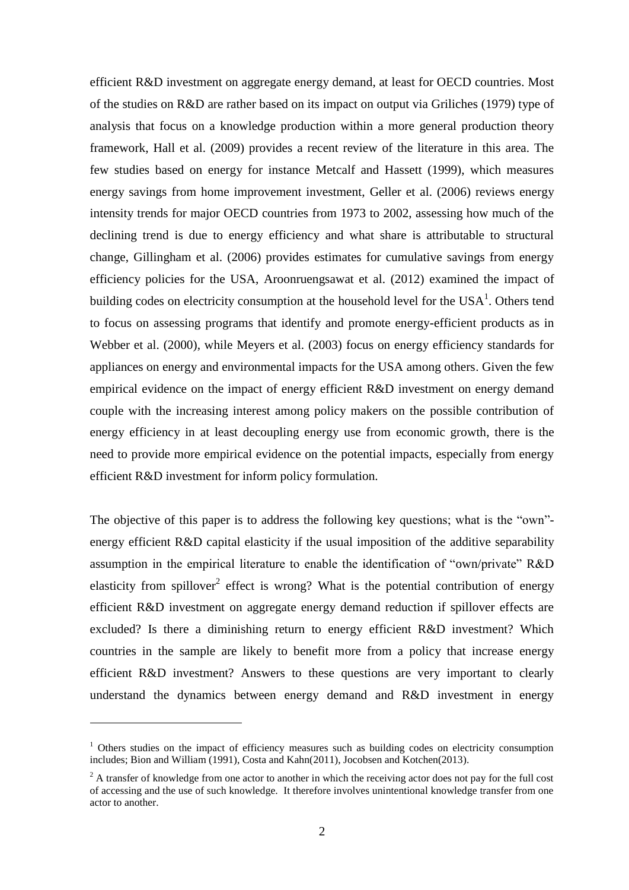efficient R&D investment on aggregate energy demand, at least for OECD countries. Most of the studies on R&D are rather based on its impact on output via Griliches (1979) type of analysis that focus on a knowledge production within a more general production theory framework, Hall et al. (2009) provides a recent review of the literature in this area. The few studies based on energy for instance Metcalf and Hassett (1999), which measures energy savings from home improvement investment, Geller et al. (2006) reviews energy intensity trends for major OECD countries from 1973 to 2002, assessing how much of the declining trend is due to energy efficiency and what share is attributable to structural change, Gillingham et al. (2006) provides estimates for cumulative savings from energy efficiency policies for the USA, Aroonruengsawat et al. (2012) examined the impact of building codes on electricity consumption at the household level for the USA[1]. Others tend to focus on assessing programs that identify and promote energy-efficient products as in Webber et al. (2000), while Meyers et al. (2003) focus on energy efficiency standards for appliances on energy and environmental impacts for the USA among others. Given the few empirical evidence on the impact of energy efficient R&D investment on energy demand couple with the increasing interest among policy makers on the possible contribution of energy efficiency in at least decoupling energy use from economic growth, there is the need to provide more empirical evidence on the potential impacts, especially from energy efficient R&D investment for inform policy formulation.

The objective of this paper is to address the following key questions; what is the "own"-energy efficient R&D capital elasticity if the usual imposition of the additive separability assumption in the empirical literature to enable the identification of "own/private" R&D elasticity from spillover[2] effect is wrong? What is the potential contribution of energy efficient R&D investment on aggregate energy demand reduction if spillover effects are excluded? Is there a diminishing return to energy efficient R&D investment? Which countries in the sample are likely to benefit more from a policy that increase energy efficient R&D investment? Answers to these questions are very important to clearly understand the dynamics between energy demand and R&D investment in energy

[1] Others studies on the impact of efficiency measures such as building codes on electricity consumption includes; Bion and William (1991), Costa and Kahn(2011), Jocobsen and Kotchen(2013).

[2] A transfer of knowledge from one actor to another in which the receiving actor does not pay for the full cost of accessing and the use of such knowledge. It therefore involves unintentional knowledge transfer from one actor to another.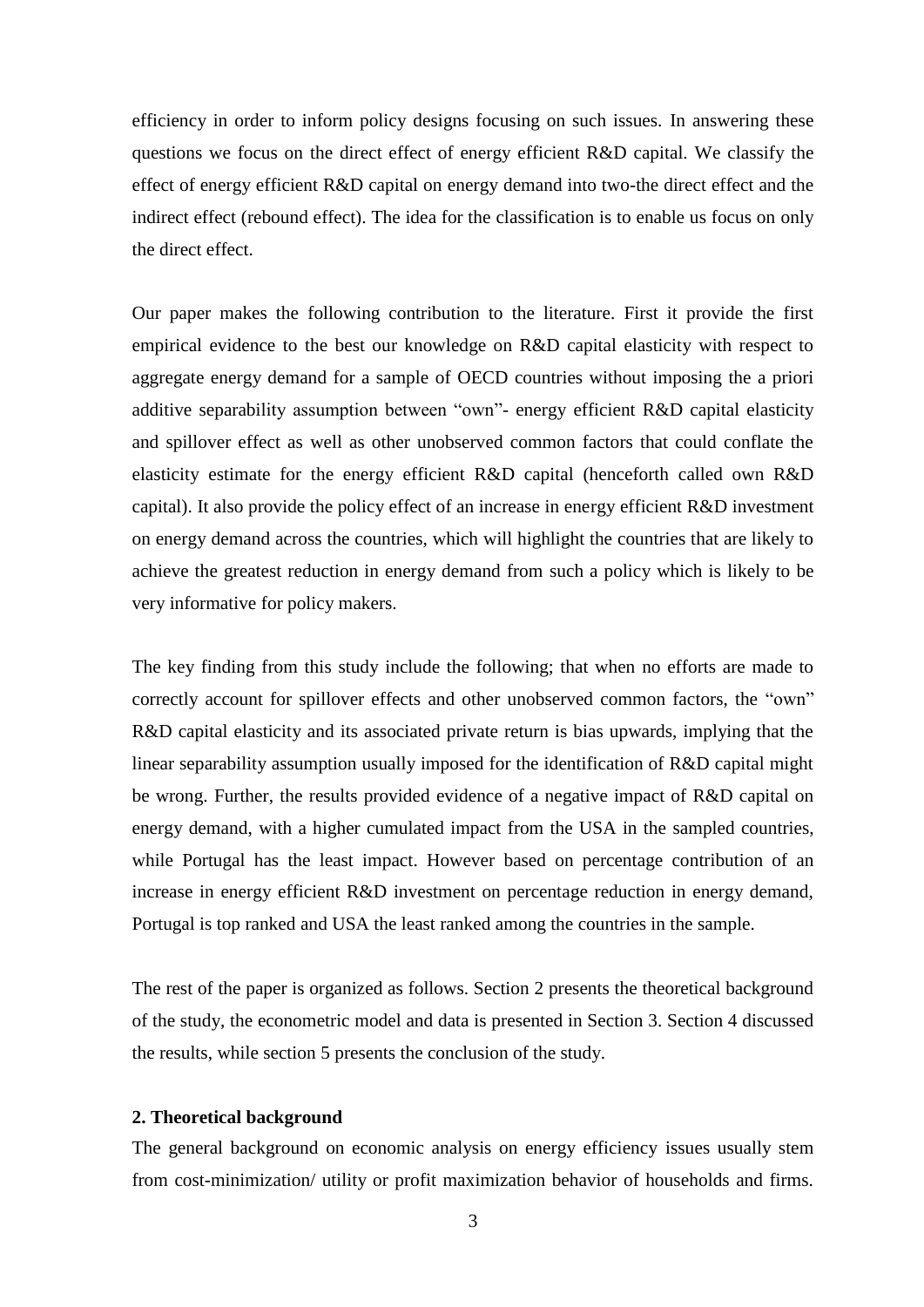efficiency in order to inform policy designs focusing on such issues. In answering these questions we focus on the direct effect of energy efficient R&D capital. We classify the effect of energy efficient R&D capital on energy demand into two-the direct effect and the indirect effect (rebound effect). The idea for the classification is to enable us focus on only the direct effect.

Our paper makes the following contribution to the literature. First it provide the first empirical evidence to the best our knowledge on R&D capital elasticity with respect to aggregate energy demand for a sample of OECD countries without imposing the a priori additive separability assumption between "own"- energy efficient R&D capital elasticity and spillover effect as well as other unobserved common factors that could conflate the elasticity estimate for the energy efficient R&D capital (henceforth called own R&D capital). It also provide the policy effect of an increase in energy efficient R&D investment on energy demand across the countries, which will highlight the countries that are likely to achieve the greatest reduction in energy demand from such a policy which is likely to be very informative for policy makers.

The key finding from this study include the following; that when no efforts are made to correctly account for spillover effects and other unobserved common factors, the "own" R&D capital elasticity and its associated private return is bias upwards, implying that the linear separability assumption usually imposed for the identification of R&D capital might be wrong. Further, the results provided evidence of a negative impact of R&D capital on energy demand, with a higher cumulated impact from the USA in the sampled countries, while Portugal has the least impact. However based on percentage contribution of an increase in energy efficient R&D investment on percentage reduction in energy demand, Portugal is top ranked and USA the least ranked among the countries in the sample.

The rest of the paper is organized as follows. Section 2 presents the theoretical background of the study, the econometric model and data is presented in Section 3. Section 4 discussed the results, while section 5 presents the conclusion of the study.

## 2. Theoretical background

The general background on economic analysis on energy efficiency issues usually stem from cost-minimization/ utility or profit maximization behavior of households and firms.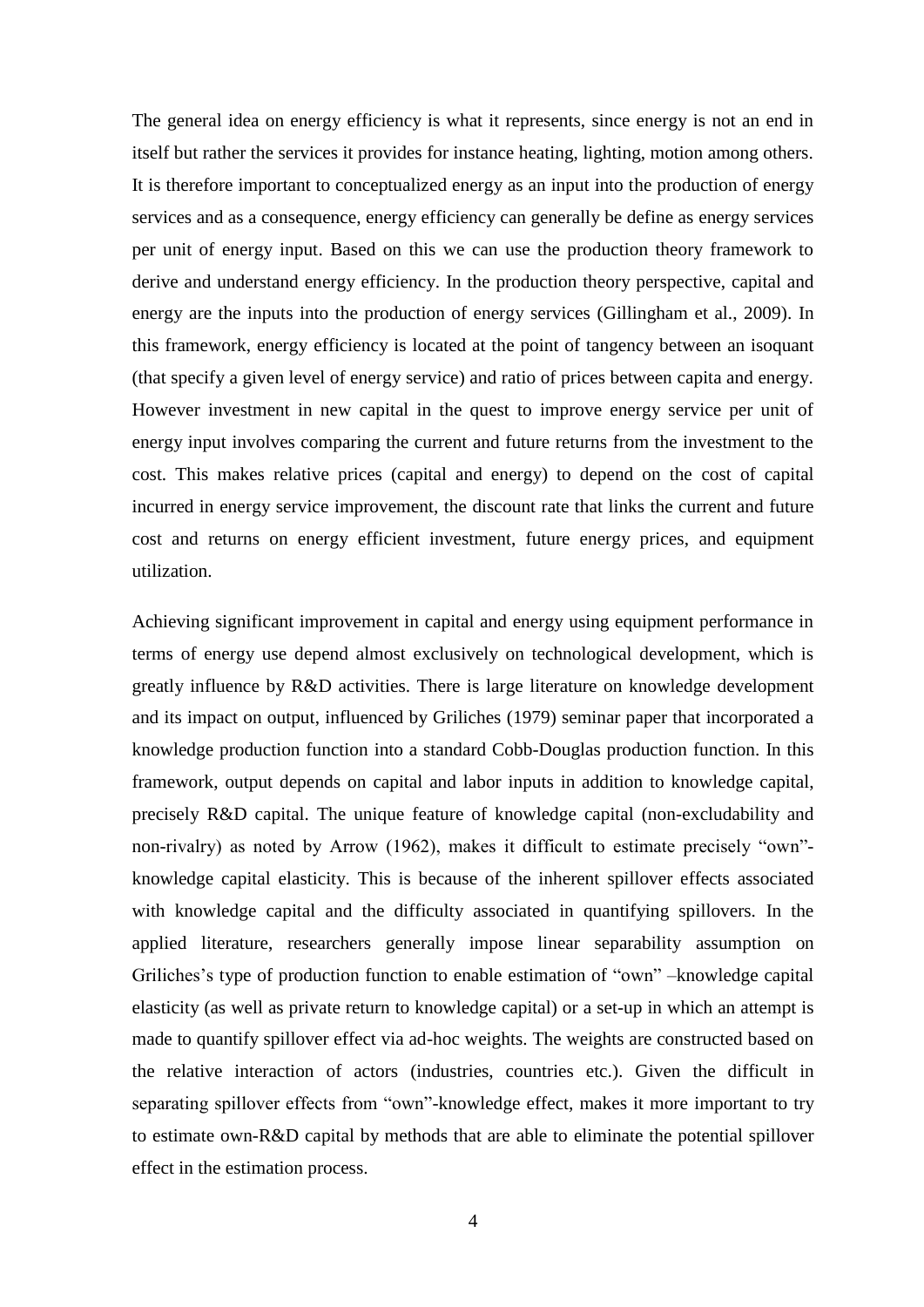The general idea on energy efficiency is what it represents, since energy is not an end in itself but rather the services it provides for instance heating, lighting, motion among others. It is therefore important to conceptualized energy as an input into the production of energy services and as a consequence, energy efficiency can generally be define as energy services per unit of energy input. Based on this we can use the production theory framework to derive and understand energy efficiency. In the production theory perspective, capital and energy are the inputs into the production of energy services (Gillingham et al., 2009). In this framework, energy efficiency is located at the point of tangency between an isoquant (that specify a given level of energy service) and ratio of prices between capita and energy. However investment in new capital in the quest to improve energy service per unit of energy input involves comparing the current and future returns from the investment to the cost. This makes relative prices (capital and energy) to depend on the cost of capital incurred in energy service improvement, the discount rate that links the current and future cost and returns on energy efficient investment, future energy prices, and equipment utilization.

Achieving significant improvement in capital and energy using equipment performance in terms of energy use depend almost exclusively on technological development, which is greatly influence by R&D activities. There is large literature on knowledge development and its impact on output, influenced by Griliches (1979) seminar paper that incorporated a knowledge production function into a standard Cobb-Douglas production function. In this framework, output depends on capital and labor inputs in addition to knowledge capital, precisely R&D capital. The unique feature of knowledge capital (non-excludability and non-rivalry) as noted by Arrow (1962), makes it difficult to estimate precisely "own"-knowledge capital elasticity. This is because of the inherent spillover effects associated with knowledge capital and the difficulty associated in quantifying spillovers. In the applied literature, researchers generally impose linear separability assumption on Griliches's type of production function to enable estimation of "own" –knowledge capital elasticity (as well as private return to knowledge capital) or a set-up in which an attempt is made to quantify spillover effect via ad-hoc weights. The weights are constructed based on the relative interaction of actors (industries, countries etc.). Given the difficult in separating spillover effects from "own"-knowledge effect, makes it more important to try to estimate own-R&D capital by methods that are able to eliminate the potential spillover effect in the estimation process.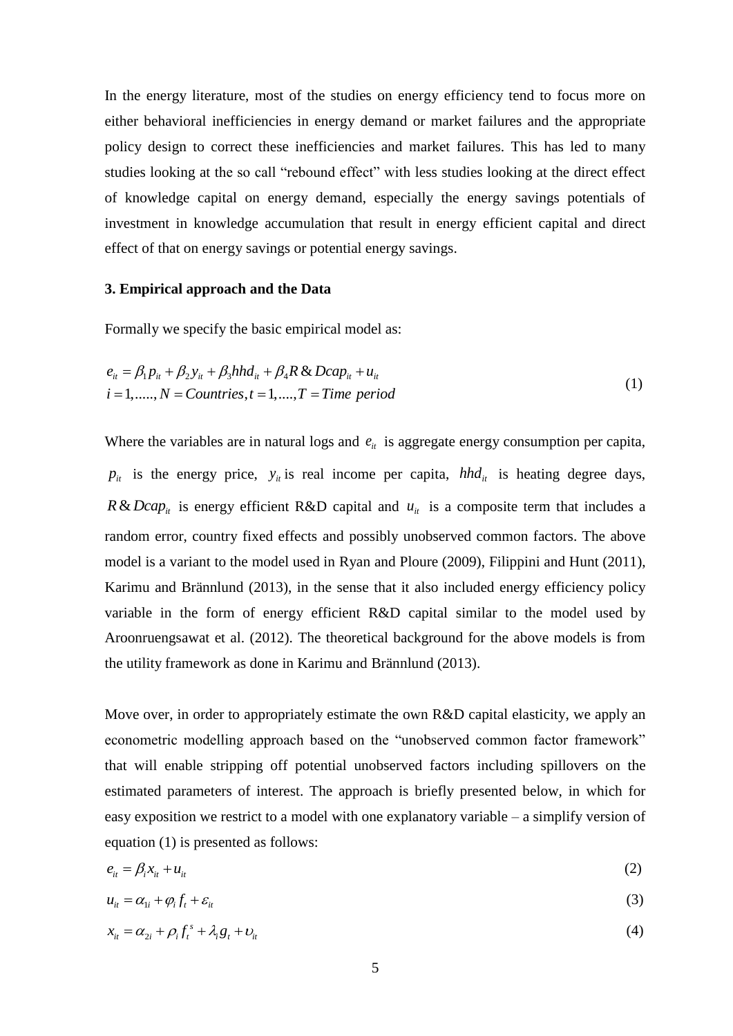In the energy literature, most of the studies on energy efficiency tend to focus more on either behavioral inefficiencies in energy demand or market failures and the appropriate policy design to correct these inefficiencies and market failures. This has led to many studies looking at the so call "rebound effect" with less studies looking at the direct effect of knowledge capital on energy demand, especially the energy savings potentials of investment in knowledge accumulation that result in energy efficient capital and direct effect of that on energy savings or potential energy savings.

### 3. Empirical approach and the Data

Formally we specify the basic empirical model as:

$$e_{it} = \beta_1 p_{it} + \beta_2 y_{it} + \beta_3 hhd_{it} + \beta_4 R\&Dcap_{it} + u_{it}$$
$$i = 1,....., N = Countries, t = 1,...., T = Time\ period \tag{1}$$

Where the variables are in natural logs and $e_{it}$ is aggregate energy consumption per capita, $p_{it}$ is the energy price, $y_{it}$ is real income per capita, $hhd_{it}$ is heating degree days, $R\&Dcap_{it}$ is energy efficient R&D capital and $u_{it}$ is a composite term that includes a random error, country fixed effects and possibly unobserved common factors. The above model is a variant to the model used in Ryan and Ploure (2009), Filippini and Hunt (2011), Karimu and Brännlund (2013), in the sense that it also included energy efficiency policy variable in the form of energy efficient R&D capital similar to the model used by Aroonruengsawat et al. (2012). The theoretical background for the above models is from the utility framework as done in Karimu and Brännlund (2013).

Move over, in order to appropriately estimate the own R&D capital elasticity, we apply an econometric modelling approach based on the "unobserved common factor framework" that will enable stripping off potential unobserved factors including spillovers on the estimated parameters of interest. The approach is briefly presented below, in which for easy exposition we restrict to a model with one explanatory variable – a simplify version of equation (1) is presented as follows:

$$e_{it} = \beta_i x_{it} + u_{it} \tag{2}$$

$$u_{it} = \alpha_{1i} + \varphi_i f_t + \varepsilon_{it} \tag{3}$$

$$x_{it} = \alpha_{2i} + \rho_i f_t^s + \lambda_i g_t + \upsilon_{it} \tag{4}$$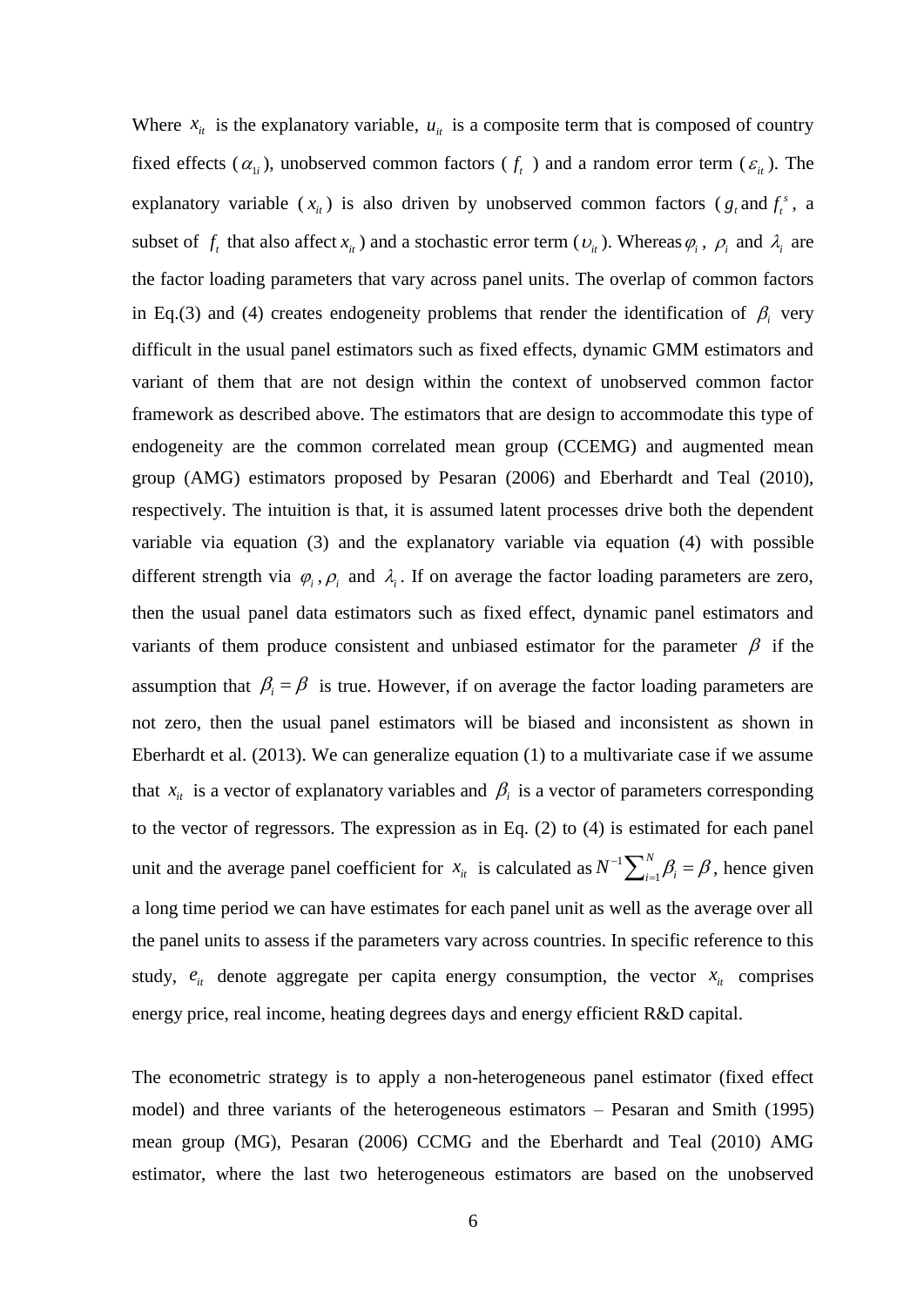Where $x_{it}$ is the explanatory variable, $u_{it}$ is a composite term that is composed of country fixed effects ($\alpha_{1i}$), unobserved common factors ( $f_t$ ) and a random error term ($\varepsilon_{it}$). The explanatory variable ($x_{it}$) is also driven by unobserved common factors ($g_t$ and $f_t^s$, a subset of $f_t$ that also affect $x_{it}$) and a stochastic error term ($\upsilon_{it}$). Whereas $\varphi_i$, $\rho_i$ and $\lambda_i$ are the factor loading parameters that vary across panel units. The overlap of common factors in Eq.(3) and (4) creates endogeneity problems that render the identification of $\beta_i$ very difficult in the usual panel estimators such as fixed effects, dynamic GMM estimators and variant of them that are not design within the context of unobserved common factor framework as described above. The estimators that are design to accommodate this type of endogeneity are the common correlated mean group (CCEMG) and augmented mean group (AMG) estimators proposed by Pesaran (2006) and Eberhardt and Teal (2010), respectively. The intuition is that, it is assumed latent processes drive both the dependent variable via equation (3) and the explanatory variable via equation (4) with possible different strength via $\varphi_i$, $\rho_i$ and $\lambda_i$. If on average the factor loading parameters are zero, then the usual panel data estimators such as fixed effect, dynamic panel estimators and variants of them produce consistent and unbiased estimator for the parameter $\beta$ if the assumption that $\beta_i = \beta$ is true. However, if on average the factor loading parameters are not zero, then the usual panel estimators will be biased and inconsistent as shown in Eberhardt et al. (2013). We can generalize equation (1) to a multivariate case if we assume that $x_{it}$ is a vector of explanatory variables and $\beta_i$ is a vector of parameters corresponding to the vector of regressors. The expression as in Eq. (2) to (4) is estimated for each panel unit and the average panel coefficient for $x_{it}$ is calculated as $N^{-1}\sum_{i=1}^{N}\beta_i = \beta$, hence given a long time period we can have estimates for each panel unit as well as the average over all the panel units to assess if the parameters vary across countries. In specific reference to this study, $e_{it}$ denote aggregate per capita energy consumption, the vector $x_{it}$ comprises energy price, real income, heating degrees days and energy efficient R&D capital.

The econometric strategy is to apply a non-heterogeneous panel estimator (fixed effect model) and three variants of the heterogeneous estimators – Pesaran and Smith (1995) mean group (MG), Pesaran (2006) CCMG and the Eberhardt and Teal (2010) AMG estimator, where the last two heterogeneous estimators are based on the unobserved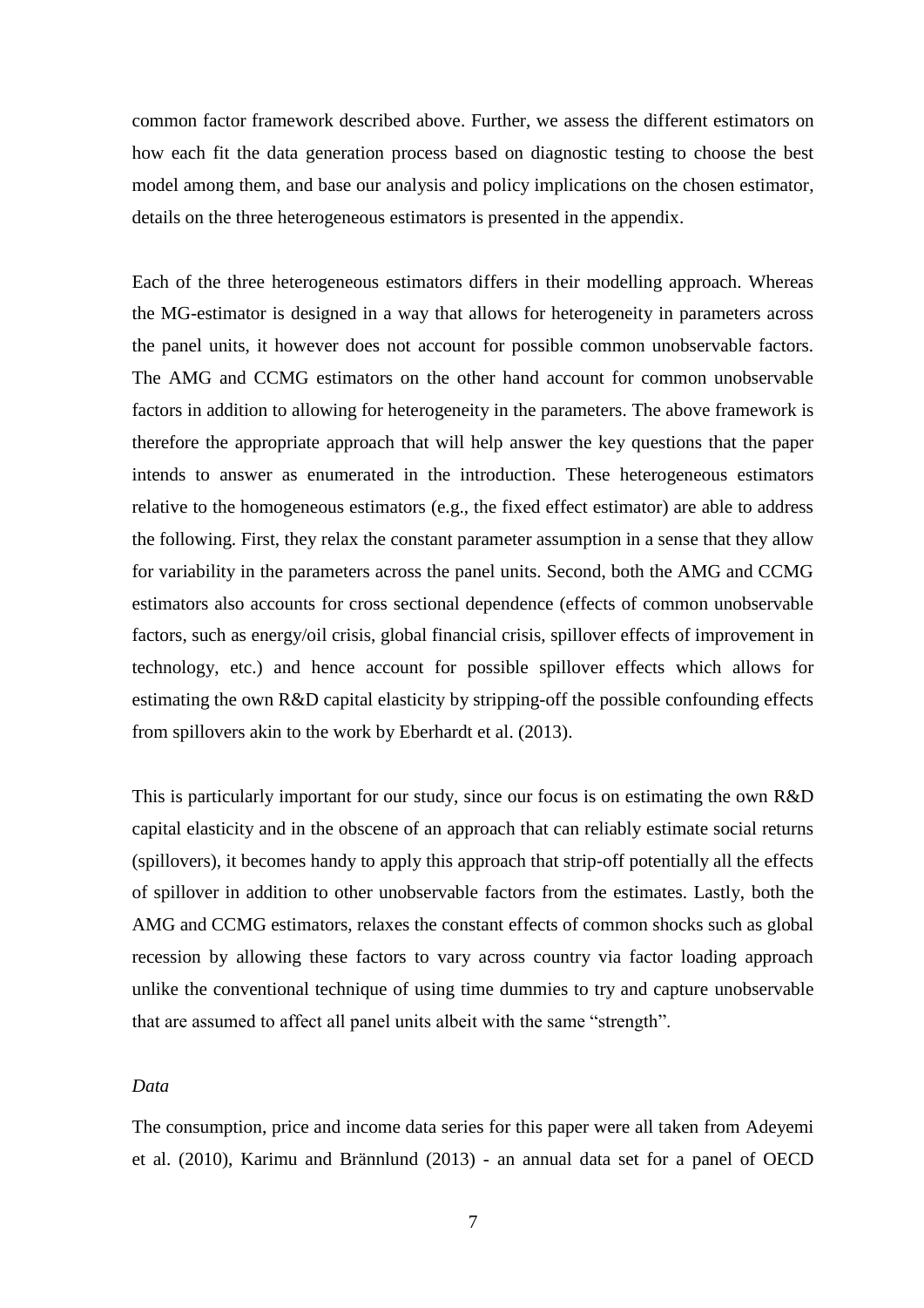common factor framework described above. Further, we assess the different estimators on how each fit the data generation process based on diagnostic testing to choose the best model among them, and base our analysis and policy implications on the chosen estimator, details on the three heterogeneous estimators is presented in the appendix.

Each of the three heterogeneous estimators differs in their modelling approach. Whereas the MG-estimator is designed in a way that allows for heterogeneity in parameters across the panel units, it however does not account for possible common unobservable factors. The AMG and CCMG estimators on the other hand account for common unobservable factors in addition to allowing for heterogeneity in the parameters. The above framework is therefore the appropriate approach that will help answer the key questions that the paper intends to answer as enumerated in the introduction. These heterogeneous estimators relative to the homogeneous estimators (e.g., the fixed effect estimator) are able to address the following. First, they relax the constant parameter assumption in a sense that they allow for variability in the parameters across the panel units. Second, both the AMG and CCMG estimators also accounts for cross sectional dependence (effects of common unobservable factors, such as energy/oil crisis, global financial crisis, spillover effects of improvement in technology, etc.) and hence account for possible spillover effects which allows for estimating the own R&D capital elasticity by stripping-off the possible confounding effects from spillovers akin to the work by Eberhardt et al. (2013).

This is particularly important for our study, since our focus is on estimating the own R&D capital elasticity and in the obscene of an approach that can reliably estimate social returns (spillovers), it becomes handy to apply this approach that strip-off potentially all the effects of spillover in addition to other unobservable factors from the estimates. Lastly, both the AMG and CCMG estimators, relaxes the constant effects of common shocks such as global recession by allowing these factors to vary across country via factor loading approach unlike the conventional technique of using time dummies to try and capture unobservable that are assumed to affect all panel units albeit with the same "strength".

*Data*

The consumption, price and income data series for this paper were all taken from Adeyemi et al. (2010), Karimu and Brännlund (2013) - an annual data set for a panel of OECD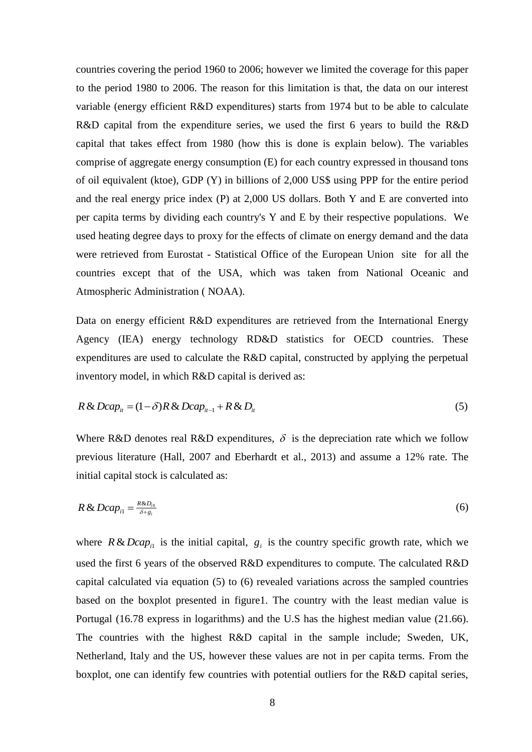countries covering the period 1960 to 2006; however we limited the coverage for this paper to the period 1980 to 2006. The reason for this limitation is that, the data on our interest variable (energy efficient R&D expenditures) starts from 1974 but to be able to calculate R&D capital from the expenditure series, we used the first 6 years to build the R&D capital that takes effect from 1980 (how this is done is explain below). The variables comprise of aggregate energy consumption (E) for each country expressed in thousand tons of oil equivalent (ktoe), GDP (Y) in billions of 2,000 US$ using PPP for the entire period and the real energy price index (P) at 2,000 US dollars. Both Y and E are converted into per capita terms by dividing each country's Y and E by their respective populations. We used heating degree days to proxy for the effects of climate on energy demand and the data were retrieved from Eurostat - Statistical Office of the European Union site for all the countries except that of the USA, which was taken from National Oceanic and Atmospheric Administration ( NOAA).

Data on energy efficient R&D expenditures are retrieved from the International Energy Agency (IEA) energy technology RD&D statistics for OECD countries. These expenditures are used to calculate the R&D capital, constructed by applying the perpetual inventory model, in which R&D capital is derived as:

$$R\&Dcap_{it} = (1-\delta)R\&Dcap_{it-1} + R\&D_{it} \tag{5}$$

Where R&D denotes real R&D expenditures, $\delta$ is the depreciation rate which we follow previous literature (Hall, 2007 and Eberhardt et al., 2013) and assume a 12% rate. The initial capital stock is calculated as:

$$R\&Dcap_{i1} = \frac{R\&D_{i0}}{\delta + g_i} \tag{6}$$

where $R\&Dcap_{i1}$ is the initial capital, $g_i$ is the country specific growth rate, which we used the first 6 years of the observed R&D expenditures to compute. The calculated R&D capital calculated via equation (5) to (6) revealed variations across the sampled countries based on the boxplot presented in figure1. The country with the least median value is Portugal (16.78 express in logarithms) and the U.S has the highest median value (21.66). The countries with the highest R&D capital in the sample include; Sweden, UK, Netherland, Italy and the US, however these values are not in per capita terms. From the boxplot, one can identify few countries with potential outliers for the R&D capital series,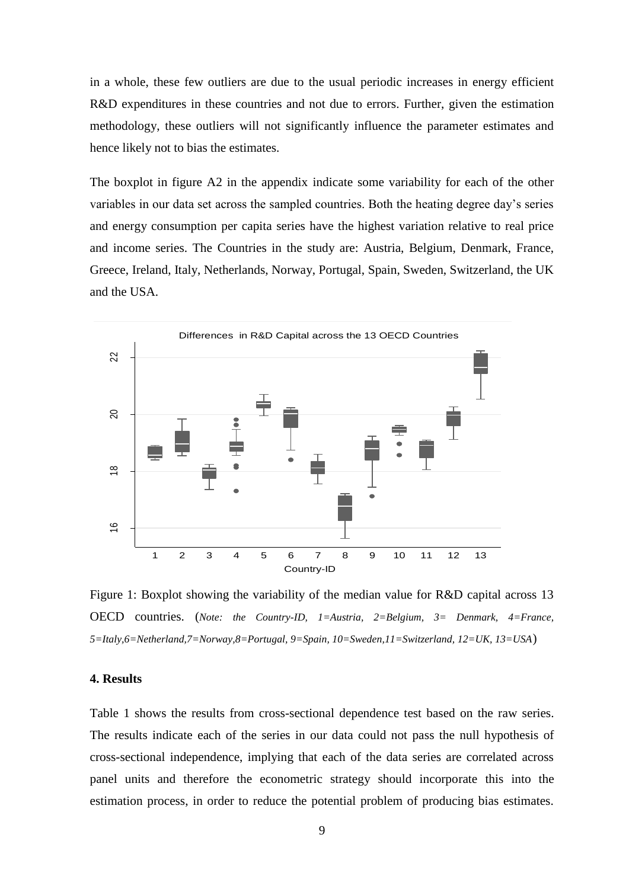in a whole, these few outliers are due to the usual periodic increases in energy efficient R&D expenditures in these countries and not due to errors. Further, given the estimation methodology, these outliers will not significantly influence the parameter estimates and hence likely not to bias the estimates.

The boxplot in figure A2 in the appendix indicate some variability for each of the other variables in our data set across the sampled countries. Both the heating degree day's series and energy consumption per capita series have the highest variation relative to real price and income series. The Countries in the study are: Austria, Belgium, Denmark, France, Greece, Ireland, Italy, Netherlands, Norway, Portugal, Spain, Sweden, Switzerland, the UK and the USA.

Figure 1: Boxplot showing the variability of the median value for R&D capital across 13 OECD countries. (*Note: the Country-ID, 1=Austria, 2=Belgium, 3= Denmark, 4=France, 5=Italy,6=Netherland,7=Norway,8=Portugal, 9=Spain, 10=Sweden,11=Switzerland, 12=UK, 13=USA*)

### 4. Results

Table 1 shows the results from cross-sectional dependence test based on the raw series. The results indicate each of the series in our data could not pass the null hypothesis of cross-sectional independence, implying that each of the data series are correlated across panel units and therefore the econometric strategy should incorporate this into the estimation process, in order to reduce the potential problem of producing bias estimates.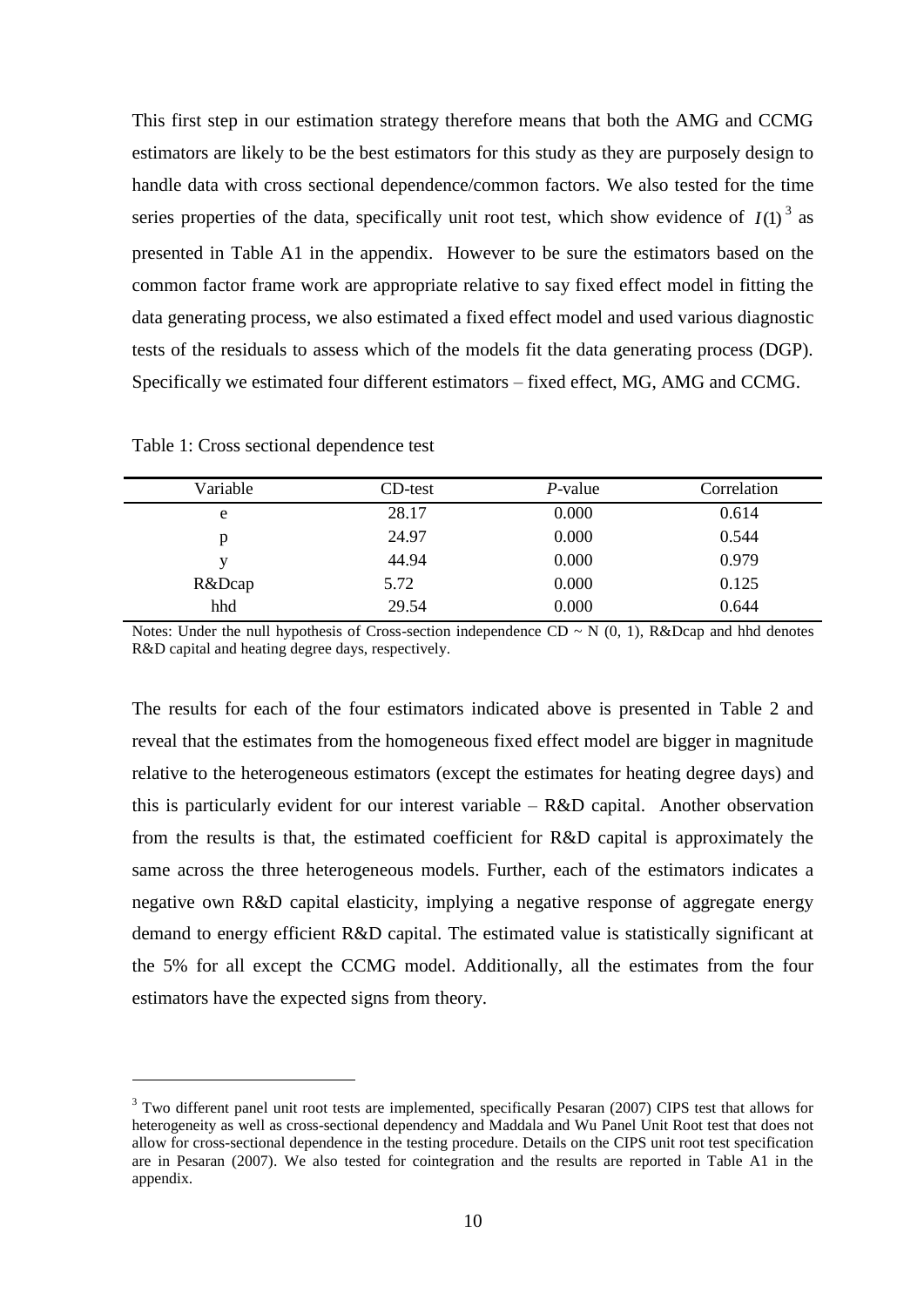This first step in our estimation strategy therefore means that both the AMG and CCMG estimators are likely to be the best estimators for this study as they are purposely design to handle data with cross sectional dependence/common factors. We also tested for the time series properties of the data, specifically unit root test, which show evidence of $I(1)$[3] as presented in Table A1 in the appendix. However to be sure the estimators based on the common factor frame work are appropriate relative to say fixed effect model in fitting the data generating process, we also estimated a fixed effect model and used various diagnostic tests of the residuals to assess which of the models fit the data generating process (DGP). Specifically we estimated four different estimators – fixed effect, MG, AMG and CCMG.

Table 1: Cross sectional dependence test

| Variable | CD-test | *P*-value | Correlation |
|---|---|---|---|
| e | 28.17 | 0.000 | 0.614 |
| p | 24.97 | 0.000 | 0.544 |
| y | 44.94 | 0.000 | 0.979 |
| R&Dcap | 5.72 | 0.000 | 0.125 |
| hhd | 29.54 | 0.000 | 0.644 |

Notes: Under the null hypothesis of Cross-section independence CD ~ N (0, 1), R&Dcap and hhd denotes R&D capital and heating degree days, respectively.

The results for each of the four estimators indicated above is presented in Table 2 and reveal that the estimates from the homogeneous fixed effect model are bigger in magnitude relative to the heterogeneous estimators (except the estimates for heating degree days) and this is particularly evident for our interest variable – R&D capital. Another observation from the results is that, the estimated coefficient for R&D capital is approximately the same across the three heterogeneous models. Further, each of the estimators indicates a negative own R&D capital elasticity, implying a negative response of aggregate energy demand to energy efficient R&D capital. The estimated value is statistically significant at the 5% for all except the CCMG model. Additionally, all the estimates from the four estimators have the expected signs from theory.

[3] Two different panel unit root tests are implemented, specifically Pesaran (2007) CIPS test that allows for heterogeneity as well as cross-sectional dependency and Maddala and Wu Panel Unit Root test that does not allow for cross-sectional dependence in the testing procedure. Details on the CIPS unit root test specification are in Pesaran (2007). We also tested for cointegration and the results are reported in Table A1 in the appendix.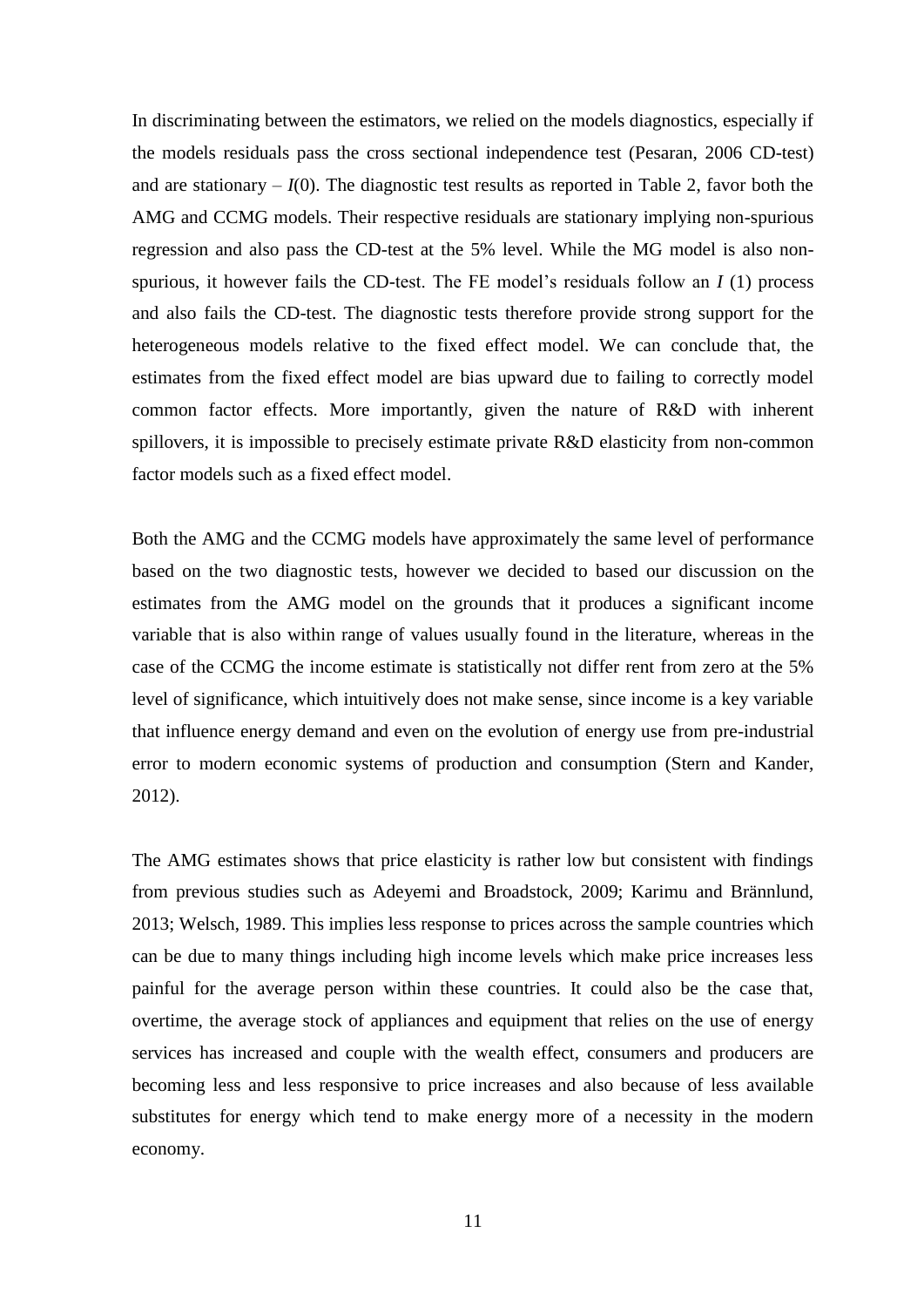In discriminating between the estimators, we relied on the models diagnostics, especially if the models residuals pass the cross sectional independence test (Pesaran, 2006 CD-test) and are stationary – $I(0)$. The diagnostic test results as reported in Table 2, favor both the AMG and CCMG models. Their respective residuals are stationary implying non-spurious regression and also pass the CD-test at the 5% level. While the MG model is also non-spurious, it however fails the CD-test. The FE model's residuals follow an $I$ (1) process and also fails the CD-test. The diagnostic tests therefore provide strong support for the heterogeneous models relative to the fixed effect model. We can conclude that, the estimates from the fixed effect model are bias upward due to failing to correctly model common factor effects. More importantly, given the nature of R&D with inherent spillovers, it is impossible to precisely estimate private R&D elasticity from non-common factor models such as a fixed effect model.

Both the AMG and the CCMG models have approximately the same level of performance based on the two diagnostic tests, however we decided to based our discussion on the estimates from the AMG model on the grounds that it produces a significant income variable that is also within range of values usually found in the literature, whereas in the case of the CCMG the income estimate is statistically not differ rent from zero at the 5% level of significance, which intuitively does not make sense, since income is a key variable that influence energy demand and even on the evolution of energy use from pre-industrial error to modern economic systems of production and consumption (Stern and Kander, 2012).

The AMG estimates shows that price elasticity is rather low but consistent with findings from previous studies such as Adeyemi and Broadstock, 2009; Karimu and Brännlund, 2013; Welsch, 1989. This implies less response to prices across the sample countries which can be due to many things including high income levels which make price increases less painful for the average person within these countries. It could also be the case that, overtime, the average stock of appliances and equipment that relies on the use of energy services has increased and couple with the wealth effect, consumers and producers are becoming less and less responsive to price increases and also because of less available substitutes for energy which tend to make energy more of a necessity in the modern economy.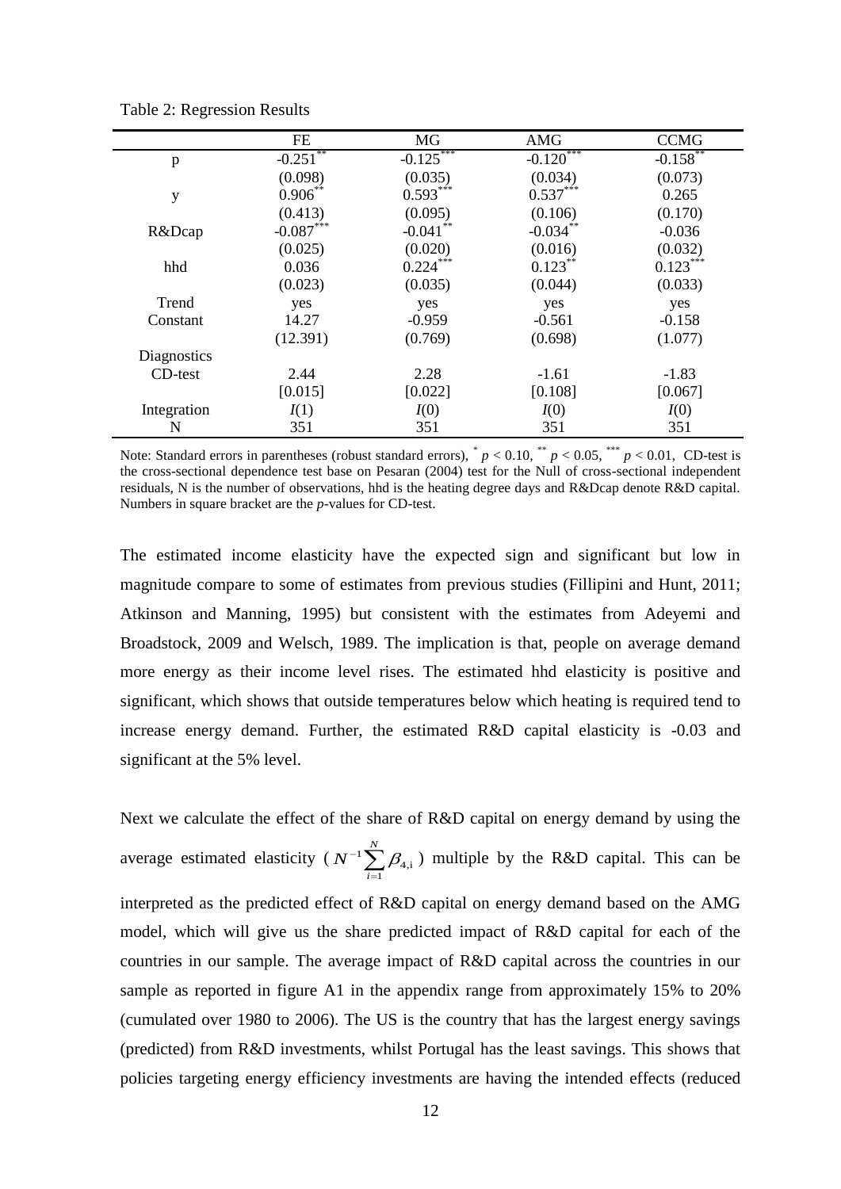Table 2: Regression Results

| | FE | MG | AMG | CCMG |
|---|---|---|---|---|
| p | -0.251** | -0.125*** | -0.120*** | -0.158** |
| | (0.098) | (0.035) | (0.034) | (0.073) |
| y | 0.906** | 0.593*** | 0.537*** | 0.265 |
| | (0.413) | (0.095) | (0.106) | (0.170) |
| R&Dcap | -0.087*** | -0.041** | -0.034** | -0.036 |
| | (0.025) | (0.020) | (0.016) | (0.032) |
| hhd | 0.036 | 0.224*** | 0.123** | 0.123*** |
| | (0.023) | (0.035) | (0.044) | (0.033) |
| Trend | yes | yes | yes | yes |
| Constant | 14.27 | -0.959 | -0.561 | -0.158 |
| | (12.391) | (0.769) | (0.698) | (1.077) |
| Diagnostics | | | | |
| CD-test | 2.44 | 2.28 | -1.61 | -1.83 |
| | [0.015] | [0.022] | [0.108] | [0.067] |
| Integration | *I*(1) | *I*(0) | *I*(0) | *I*(0) |
| N | 351 | 351 | 351 | 351 |

Note: Standard errors in parentheses (robust standard errors), * $p < 0.10$, ** $p < 0.05$, *** $p < 0.01$, CD-test is the cross-sectional dependence test base on Pesaran (2004) test for the Null of cross-sectional independent residuals, N is the number of observations, hhd is the heating degree days and R&Dcap denote R&D capital. Numbers in square bracket are the *p*-values for CD-test.

The estimated income elasticity have the expected sign and significant but low in magnitude compare to some of estimates from previous studies (Fillipini and Hunt, 2011; Atkinson and Manning, 1995) but consistent with the estimates from Adeyemi and Broadstock, 2009 and Welsch, 1989. The implication is that, people on average demand more energy as their income level rises. The estimated hhd elasticity is positive and significant, which shows that outside temperatures below which heating is required tend to increase energy demand. Further, the estimated R&D capital elasticity is -0.03 and significant at the 5% level.

Next we calculate the effect of the share of R&D capital on energy demand by using the average estimated elasticity ( $N^{-1}\sum_{i=1}^{N}\beta_{4,i}$ ) multiple by the R&D capital. This can be interpreted as the predicted effect of R&D capital on energy demand based on the AMG model, which will give us the share predicted impact of R&D capital for each of the countries in our sample. The average impact of R&D capital across the countries in our sample as reported in figure A1 in the appendix range from approximately 15% to 20% (cumulated over 1980 to 2006). The US is the country that has the largest energy savings (predicted) from R&D investments, whilst Portugal has the least savings. This shows that policies targeting energy efficiency investments are having the intended effects (reduced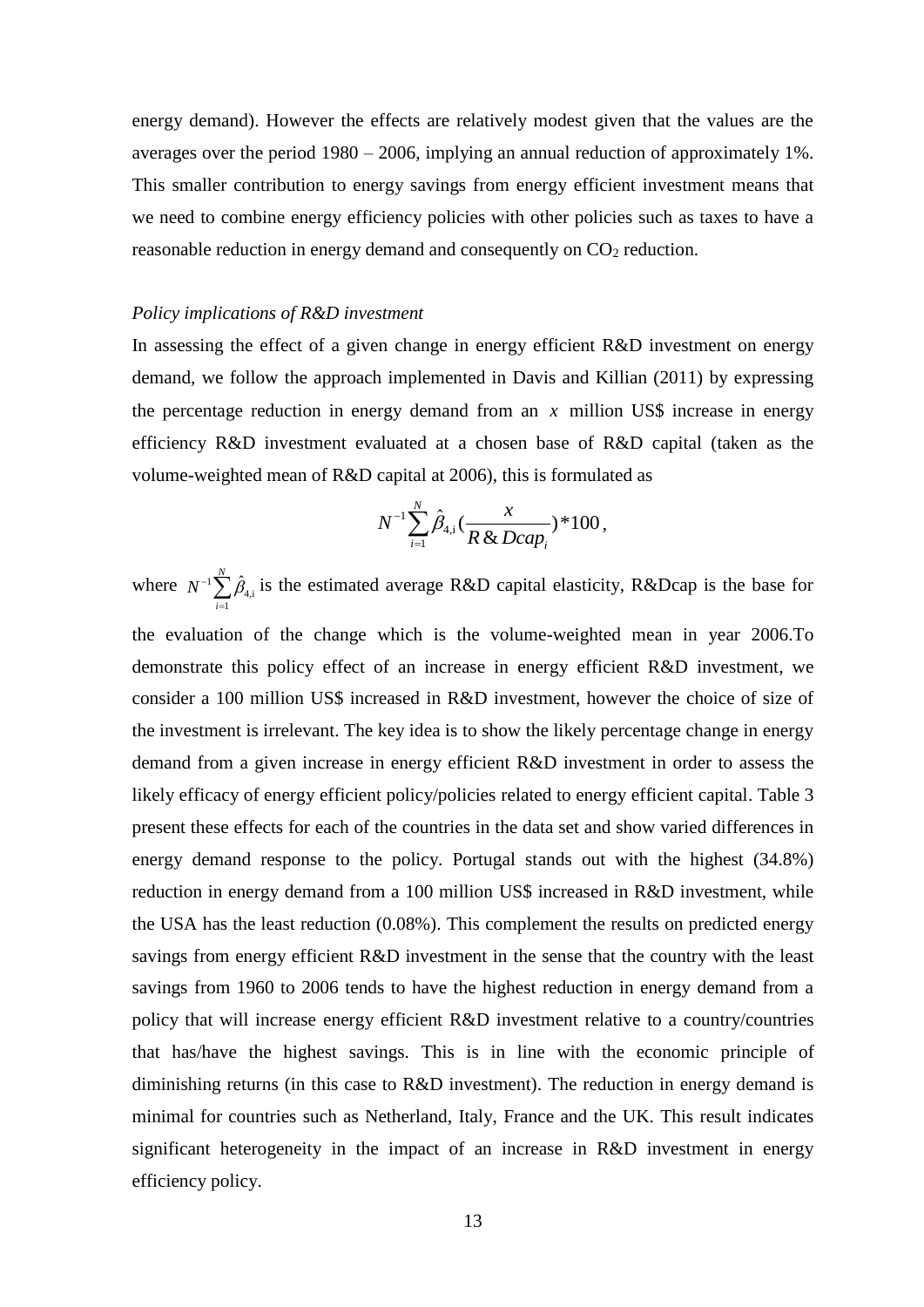energy demand). However the effects are relatively modest given that the values are the averages over the period 1980 – 2006, implying an annual reduction of approximately 1%. This smaller contribution to energy savings from energy efficient investment means that we need to combine energy efficiency policies with other policies such as taxes to have a reasonable reduction in energy demand and consequently on $CO_2$ reduction.

*Policy implications of R&D investment*

In assessing the effect of a given change in energy efficient R&D investment on energy demand, we follow the approach implemented in Davis and Killian (2011) by expressing the percentage reduction in energy demand from an $x$ million US$ increase in energy efficiency R&D investment evaluated at a chosen base of R&D capital (taken as the volume-weighted mean of R&D capital at 2006), this is formulated as

$$N^{-1}\sum_{i=1}^{N}\hat{\beta}_{4,\mathrm{i}}\left(\frac{x}{R\,\&\,Dcap_i}\right)*100,$$

where $N^{-1}\sum_{i=1}^{N}\hat{\beta}_{4,\mathrm{i}}$ is the estimated average R&D capital elasticity, R&Dcap is the base for the evaluation of the change which is the volume-weighted mean in year 2006.To demonstrate this policy effect of an increase in energy efficient R&D investment, we consider a 100 million US$ increased in R&D investment, however the choice of size of the investment is irrelevant. The key idea is to show the likely percentage change in energy demand from a given increase in energy efficient R&D investment in order to assess the likely efficacy of energy efficient policy/policies related to energy efficient capital. Table 3 present these effects for each of the countries in the data set and show varied differences in energy demand response to the policy. Portugal stands out with the highest (34.8%) reduction in energy demand from a 100 million US$ increased in R&D investment, while the USA has the least reduction (0.08%). This complement the results on predicted energy savings from energy efficient R&D investment in the sense that the country with the least savings from 1960 to 2006 tends to have the highest reduction in energy demand from a policy that will increase energy efficient R&D investment relative to a country/countries that has/have the highest savings. This is in line with the economic principle of diminishing returns (in this case to R&D investment). The reduction in energy demand is minimal for countries such as Netherland, Italy, France and the UK. This result indicates significant heterogeneity in the impact of an increase in R&D investment in energy efficiency policy.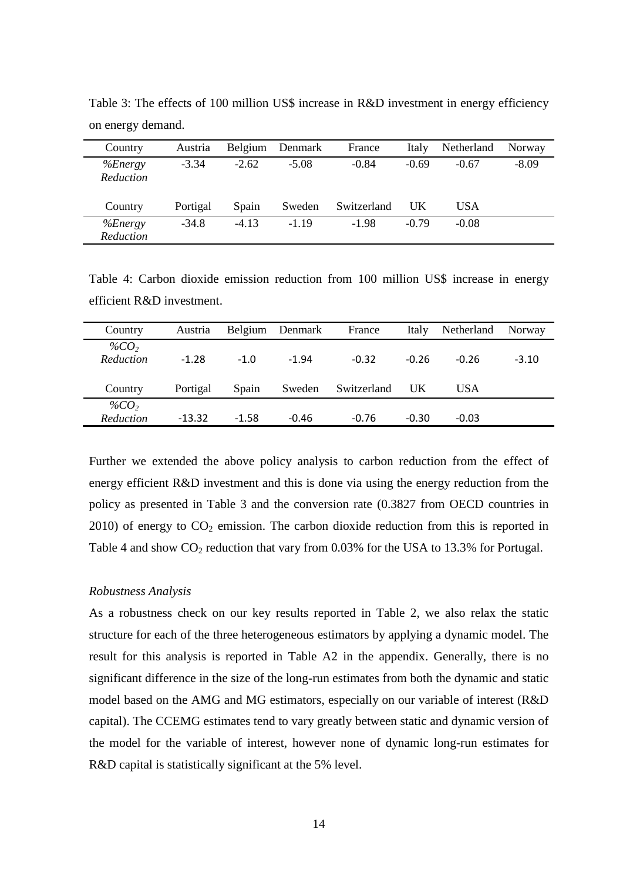Table 3: The effects of 100 million US$ increase in R&D investment in energy efficiency on energy demand.

| Country | Austria | Belgium | Denmark | France | Italy | Netherland | Norway |
|---|---|---|---|---|---|---|---|
| *%Energy Reduction* | -3.34 | -2.62 | -5.08 | -0.84 | -0.69 | -0.67 | -8.09 |
| Country | Portigal | Spain | Sweden | Switzerland | UK | USA | |
| *%Energy Reduction* | -34.8 | -4.13 | -1.19 | -1.98 | -0.79 | -0.08 | |

Table 4: Carbon dioxide emission reduction from 100 million US$ increase in energy efficient R&D investment.

| Country | Austria | Belgium | Denmark | France | Italy | Netherland | Norway |
|---|---|---|---|---|---|---|---|
| *%$CO_2$ Reduction* | -1.28 | -1.0 | -1.94 | -0.32 | -0.26 | -0.26 | -3.10 |
| Country | Portigal | Spain | Sweden | Switzerland | UK | USA | |
| *%$CO_2$ Reduction* | -13.32 | -1.58 | -0.46 | -0.76 | -0.30 | -0.03 | |

Further we extended the above policy analysis to carbon reduction from the effect of energy efficient R&D investment and this is done via using the energy reduction from the policy as presented in Table 3 and the conversion rate (0.3827 from OECD countries in 2010) of energy to $CO_2$ emission. The carbon dioxide reduction from this is reported in Table 4 and show $CO_2$ reduction that vary from 0.03% for the USA to 13.3% for Portugal.

*Robustness Analysis*

As a robustness check on our key results reported in Table 2, we also relax the static structure for each of the three heterogeneous estimators by applying a dynamic model. The result for this analysis is reported in Table A2 in the appendix. Generally, there is no significant difference in the size of the long-run estimates from both the dynamic and static model based on the AMG and MG estimators, especially on our variable of interest (R&D capital). The CCEMG estimates tend to vary greatly between static and dynamic version of the model for the variable of interest, however none of dynamic long-run estimates for R&D capital is statistically significant at the 5% level.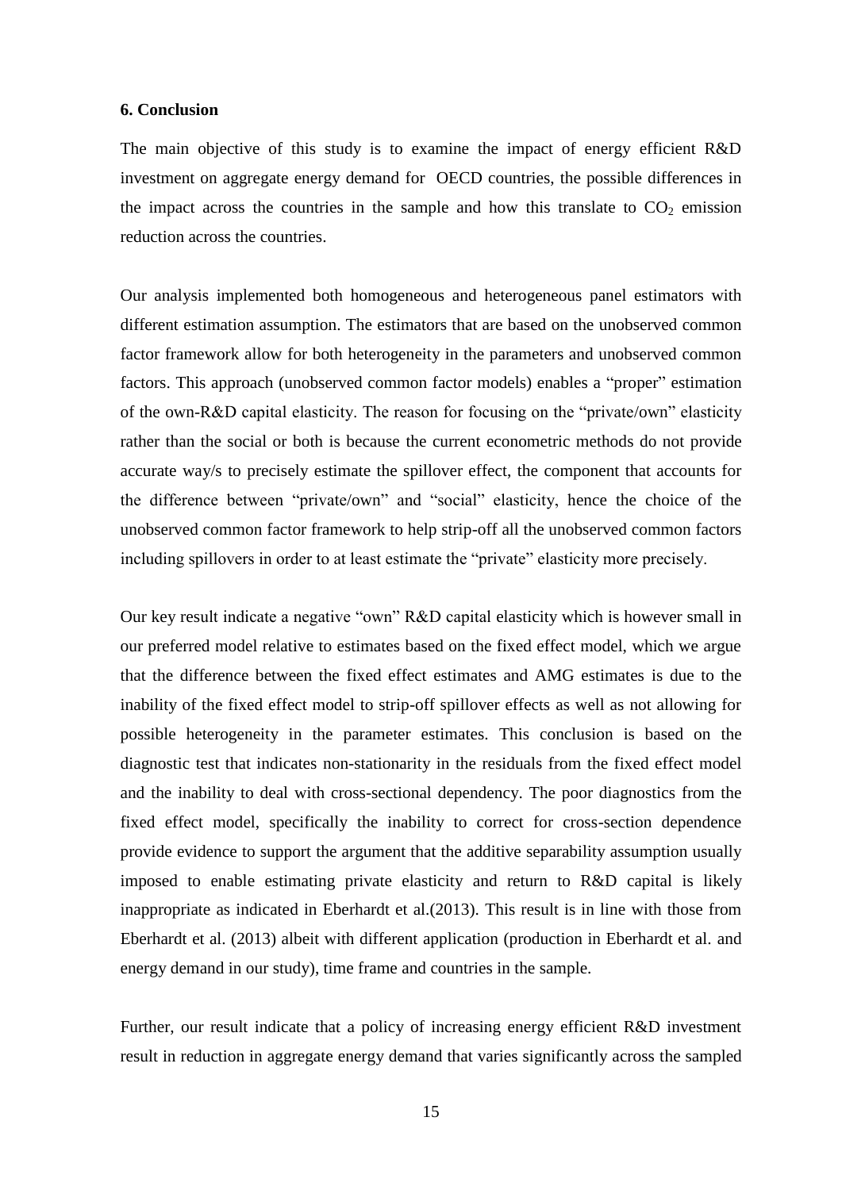## 6. Conclusion

The main objective of this study is to examine the impact of energy efficient R&D investment on aggregate energy demand for OECD countries, the possible differences in the impact across the countries in the sample and how this translate to $CO_2$ emission reduction across the countries.

Our analysis implemented both homogeneous and heterogeneous panel estimators with different estimation assumption. The estimators that are based on the unobserved common factor framework allow for both heterogeneity in the parameters and unobserved common factors. This approach (unobserved common factor models) enables a "proper" estimation of the own-R&D capital elasticity. The reason for focusing on the "private/own" elasticity rather than the social or both is because the current econometric methods do not provide accurate way/s to precisely estimate the spillover effect, the component that accounts for the difference between "private/own" and "social" elasticity, hence the choice of the unobserved common factor framework to help strip-off all the unobserved common factors including spillovers in order to at least estimate the "private" elasticity more precisely.

Our key result indicate a negative "own" R&D capital elasticity which is however small in our preferred model relative to estimates based on the fixed effect model, which we argue that the difference between the fixed effect estimates and AMG estimates is due to the inability of the fixed effect model to strip-off spillover effects as well as not allowing for possible heterogeneity in the parameter estimates. This conclusion is based on the diagnostic test that indicates non-stationarity in the residuals from the fixed effect model and the inability to deal with cross-sectional dependency. The poor diagnostics from the fixed effect model, specifically the inability to correct for cross-section dependence provide evidence to support the argument that the additive separability assumption usually imposed to enable estimating private elasticity and return to R&D capital is likely inappropriate as indicated in Eberhardt et al.(2013). This result is in line with those from Eberhardt et al. (2013) albeit with different application (production in Eberhardt et al. and energy demand in our study), time frame and countries in the sample.

Further, our result indicate that a policy of increasing energy efficient R&D investment result in reduction in aggregate energy demand that varies significantly across the sampled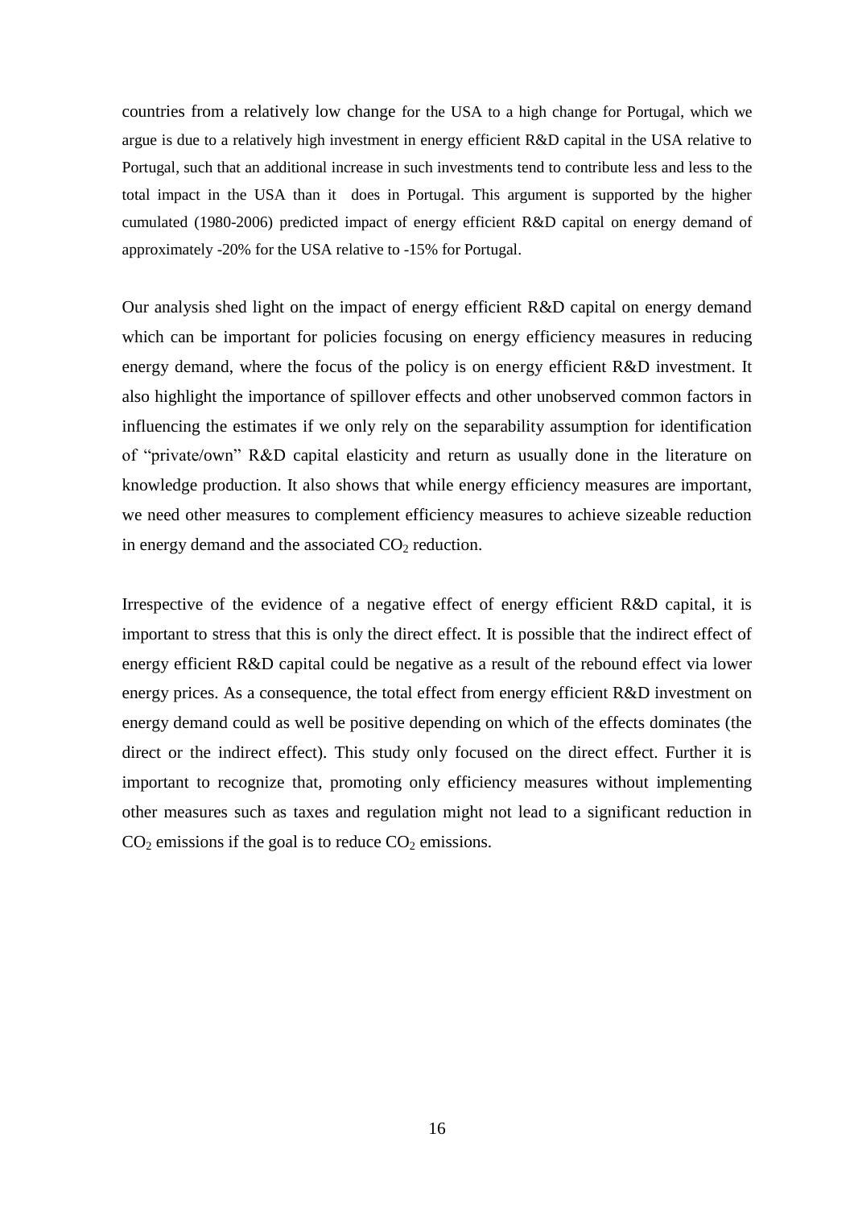countries from a relatively low change for the USA to a high change for Portugal, which we argue is due to a relatively high investment in energy efficient R&D capital in the USA relative to Portugal, such that an additional increase in such investments tend to contribute less and less to the total impact in the USA than it does in Portugal. This argument is supported by the higher cumulated (1980-2006) predicted impact of energy efficient R&D capital on energy demand of approximately -20% for the USA relative to -15% for Portugal.

Our analysis shed light on the impact of energy efficient R&D capital on energy demand which can be important for policies focusing on energy efficiency measures in reducing energy demand, where the focus of the policy is on energy efficient R&D investment. It also highlight the importance of spillover effects and other unobserved common factors in influencing the estimates if we only rely on the separability assumption for identification of "private/own" R&D capital elasticity and return as usually done in the literature on knowledge production. It also shows that while energy efficiency measures are important, we need other measures to complement efficiency measures to achieve sizeable reduction in energy demand and the associated $CO_2$ reduction.

Irrespective of the evidence of a negative effect of energy efficient R&D capital, it is important to stress that this is only the direct effect. It is possible that the indirect effect of energy efficient R&D capital could be negative as a result of the rebound effect via lower energy prices. As a consequence, the total effect from energy efficient R&D investment on energy demand could as well be positive depending on which of the effects dominates (the direct or the indirect effect). This study only focused on the direct effect. Further it is important to recognize that, promoting only efficiency measures without implementing other measures such as taxes and regulation might not lead to a significant reduction in $CO_2$ emissions if the goal is to reduce $CO_2$ emissions.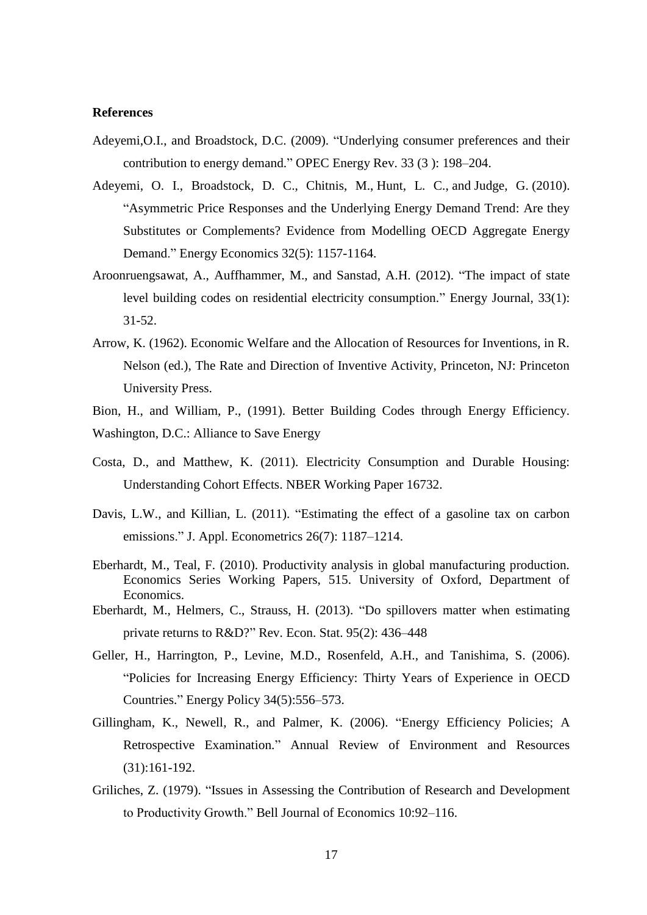**References**

Adeyemi,O.I., and Broadstock, D.C. (2009). "Underlying consumer preferences and their contribution to energy demand." OPEC Energy Rev. 33 (3 ): 198–204.

Adeyemi, O. I., Broadstock, D. C., Chitnis, M., Hunt, L. C., and Judge, G. (2010). "Asymmetric Price Responses and the Underlying Energy Demand Trend: Are they Substitutes or Complements? Evidence from Modelling OECD Aggregate Energy Demand." Energy Economics 32(5): 1157-1164.

Aroonruengsawat, A., Auffhammer, M., and Sanstad, A.H. (2012). "The impact of state level building codes on residential electricity consumption." Energy Journal, 33(1): 31-52.

Arrow, K. (1962). Economic Welfare and the Allocation of Resources for Inventions, in R. Nelson (ed.), The Rate and Direction of Inventive Activity, Princeton, NJ: Princeton University Press.

Bion, H., and William, P., (1991). Better Building Codes through Energy Efficiency. Washington, D.C.: Alliance to Save Energy

Costa, D., and Matthew, K. (2011). Electricity Consumption and Durable Housing: Understanding Cohort Effects. NBER Working Paper 16732.

Davis, L.W., and Killian, L. (2011). "Estimating the effect of a gasoline tax on carbon emissions." J. Appl. Econometrics 26(7): 1187–1214.

Eberhardt, M., Teal, F. (2010). Productivity analysis in global manufacturing production. Economics Series Working Papers, 515. University of Oxford, Department of Economics.

Eberhardt, M., Helmers, C., Strauss, H. (2013). "Do spillovers matter when estimating private returns to R&D?" Rev. Econ. Stat. 95(2): 436–448

Geller, H., Harrington, P., Levine, M.D., Rosenfeld, A.H., and Tanishima, S. (2006). "Policies for Increasing Energy Efficiency: Thirty Years of Experience in OECD Countries." Energy Policy 34(5):556–573.

Gillingham, K., Newell, R., and Palmer, K. (2006). "Energy Efficiency Policies; A Retrospective Examination." Annual Review of Environment and Resources (31):161-192.

Griliches, Z. (1979). "Issues in Assessing the Contribution of Research and Development to Productivity Growth." Bell Journal of Economics 10:92–116.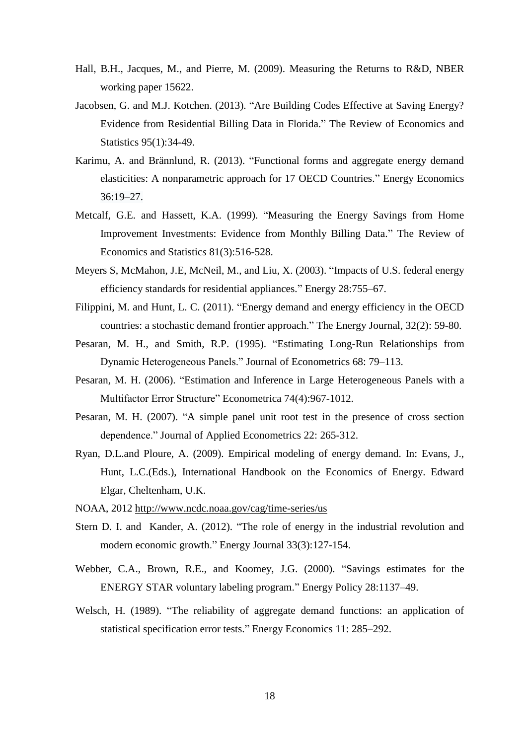Hall, B.H., Jacques, M., and Pierre, M. (2009). Measuring the Returns to R&D, NBER working paper 15622.

Jacobsen, G. and M.J. Kotchen. (2013). "Are Building Codes Effective at Saving Energy? Evidence from Residential Billing Data in Florida." The Review of Economics and Statistics 95(1):34-49.

Karimu, A. and Brännlund, R. (2013). "Functional forms and aggregate energy demand elasticities: A nonparametric approach for 17 OECD Countries." Energy Economics 36:19–27.

Metcalf, G.E. and Hassett, K.A. (1999). "Measuring the Energy Savings from Home Improvement Investments: Evidence from Monthly Billing Data." The Review of Economics and Statistics 81(3):516-528.

Meyers S, McMahon, J.E, McNeil, M., and Liu, X. (2003). "Impacts of U.S. federal energy efficiency standards for residential appliances." Energy 28:755–67.

Filippini, M. and Hunt, L. C. (2011). "Energy demand and energy efficiency in the OECD countries: a stochastic demand frontier approach." The Energy Journal, 32(2): 59-80.

Pesaran, M. H., and Smith, R.P. (1995). "Estimating Long-Run Relationships from Dynamic Heterogeneous Panels." Journal of Econometrics 68: 79–113.

Pesaran, M. H. (2006). "Estimation and Inference in Large Heterogeneous Panels with a Multifactor Error Structure" Econometrica 74(4):967-1012.

Pesaran, M. H. (2007). "A simple panel unit root test in the presence of cross section dependence." Journal of Applied Econometrics 22: 265-312.

Ryan, D.L.and Ploure, A. (2009). Empirical modeling of energy demand. In: Evans, J., Hunt, L.C.(Eds.), International Handbook on the Economics of Energy. Edward Elgar, Cheltenham, U.K.

NOAA, 2012 http://www.ncdc.noaa.gov/cag/time-series/us

Stern D. I. and Kander, A. (2012). "The role of energy in the industrial revolution and modern economic growth." Energy Journal 33(3):127-154.

Webber, C.A., Brown, R.E., and Koomey, J.G. (2000). "Savings estimates for the ENERGY STAR voluntary labeling program." Energy Policy 28:1137–49.

Welsch, H. (1989). "The reliability of aggregate demand functions: an application of statistical specification error tests." Energy Economics 11: 285–292.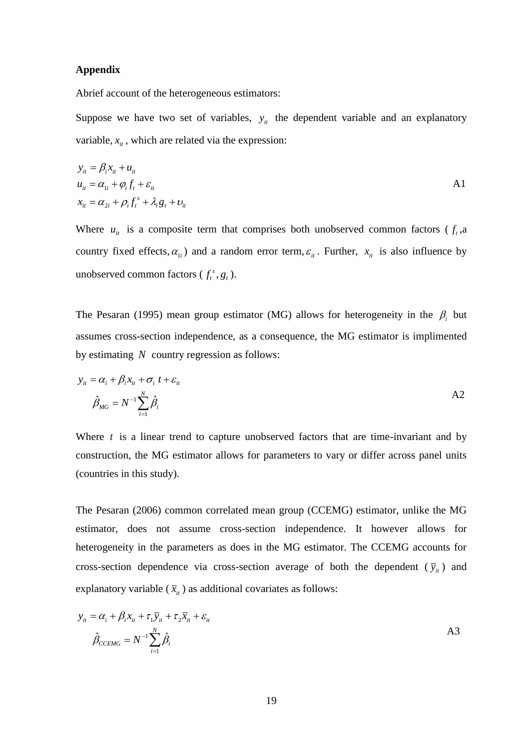**Appendix**

Abrief account of the heterogeneous estimators:

Suppose we have two set of variables, $y_{it}$ the dependent variable and an explanatory variable, $x_{it}$, which are related via the expression:

$$
\begin{aligned}
y_{it} &= \beta_i x_{it} + u_{it} \\
u_{it} &= \alpha_{1i} + \varphi_i f_t + \varepsilon_{it} \\
x_{it} &= \alpha_{2i} + \rho_i f_t^s + \lambda_i g_t + \upsilon_{it}
\end{aligned}
\qquad \text{A1}
$$

Where $u_{it}$ is a composite term that comprises both unobserved common factors ( $f_t$ ,a country fixed effects, $\alpha_{1i}$ ) and a random error term, $\varepsilon_{it}$. Further, $x_{it}$ is also influence by unobserved common factors ( $f_t^s, g_t$ ).

The Pesaran (1995) mean group estimator (MG) allows for heterogeneity in the $\beta_i$ but assumes cross-section independence, as a consequence, the MG estimator is implimented by estimating $N$ country regression as follows:

$$
\begin{aligned}
y_{it} &= \alpha_i + \beta_i x_{it} + \sigma_i\, t + \varepsilon_{it} \\
\hat{\beta}_{MG} &= N^{-1} \sum_{i=1}^{N} \hat{\beta}_i
\end{aligned}
\qquad \text{A2}
$$

Where $t$ is a linear trend to capture unobserved factors that are time-invariant and by construction, the MG estimator allows for parameters to vary or differ across panel units (countries in this study).

The Pesaran (2006) common correlated mean group (CCEMG) estimator, unlike the MG estimator, does not assume cross-section independence. It however allows for heterogeneity in the parameters as does in the MG estimator. The CCEMG accounts for cross-section dependence via cross-section average of both the dependent ( $\overline{y}_{it}$ ) and explanatory variable ( $\overline{x}_{it}$ ) as additional covariates as follows:

$$
\begin{aligned}
y_{it} &= \alpha_i + \beta_i x_{it} + \tau_1 \overline{y}_{it} + \tau_2 \overline{x}_{it} + \varepsilon_{it} \\
\hat{\beta}_{CCEMG} &= N^{-1} \sum_{i=1}^{N} \hat{\beta}_i
\end{aligned}
\qquad \text{A3}
$$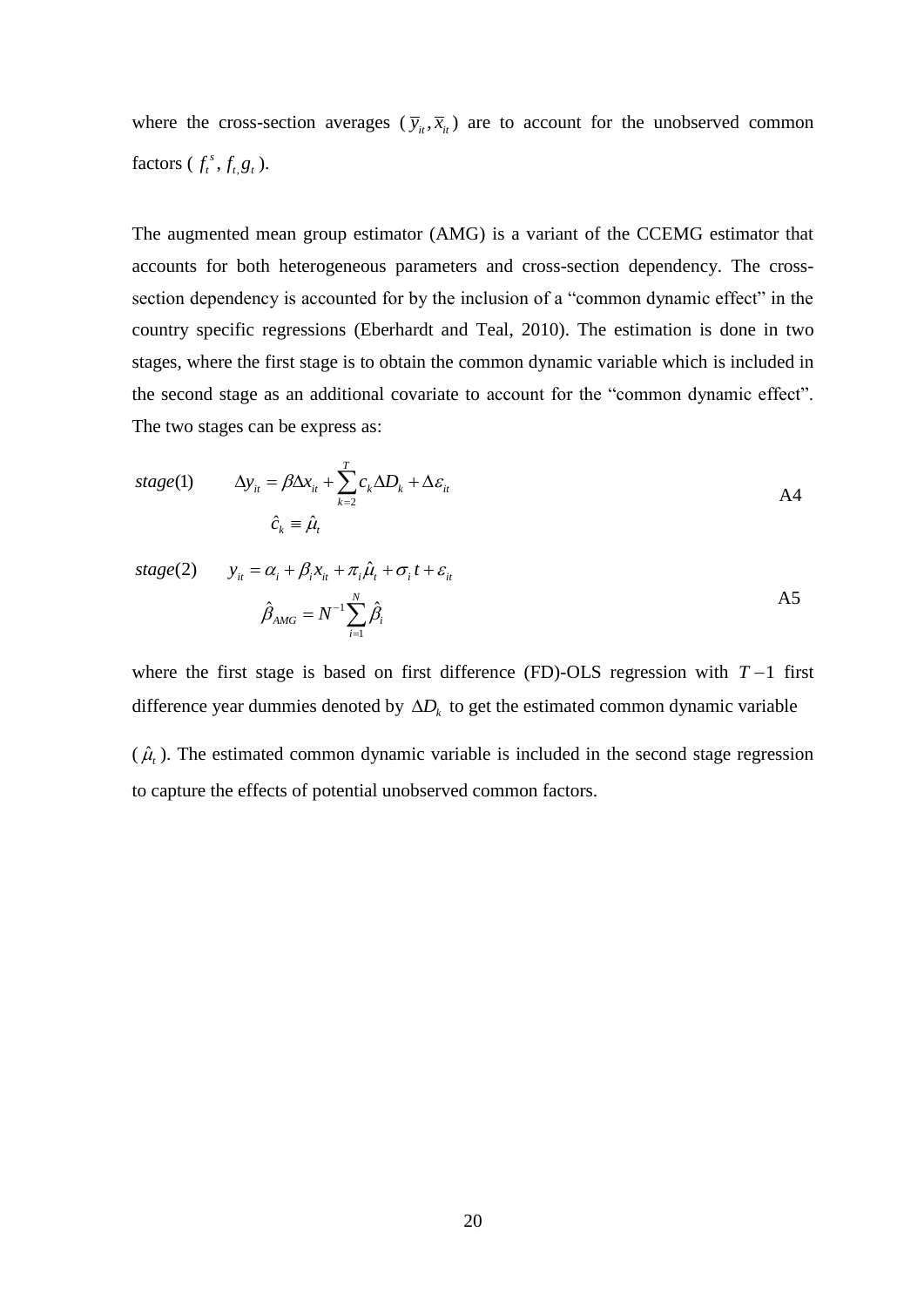where the cross-section averages ($\bar{y}_{it}, \bar{x}_{it}$) are to account for the unobserved common factors ( $f_t^s$, $f_{t,} g_t$ ).

The augmented mean group estimator (AMG) is a variant of the CCEMG estimator that accounts for both heterogeneous parameters and cross-section dependency. The cross-section dependency is accounted for by the inclusion of a "common dynamic effect" in the country specific regressions (Eberhardt and Teal, 2010). The estimation is done in two stages, where the first stage is to obtain the common dynamic variable which is included in the second stage as an additional covariate to account for the "common dynamic effect". The two stages can be express as:

$$stage(1) \qquad \Delta y_{it} = \beta \Delta x_{it} + \sum_{k=2}^{T} c_k \Delta D_k + \Delta \varepsilon_{it} \qquad \text{A4}$$

$$\hat{c}_k \equiv \hat{\mu}_t$$

$$stage(2) \qquad y_{it} = \alpha_i + \beta_i x_{it} + \pi_i \hat{\mu}_t + \sigma_i t + \varepsilon_{it}$$

$$\hat{\beta}_{AMG} = N^{-1} \sum_{i=1}^{N} \hat{\beta}_i \qquad \text{A5}$$

where the first stage is based on first difference (FD)-OLS regression with $T-1$ first difference year dummies denoted by $\Delta D_k$ to get the estimated common dynamic variable ( $\hat{\mu}_t$ ). The estimated common dynamic variable is included in the second stage regression to capture the effects of potential unobserved common factors.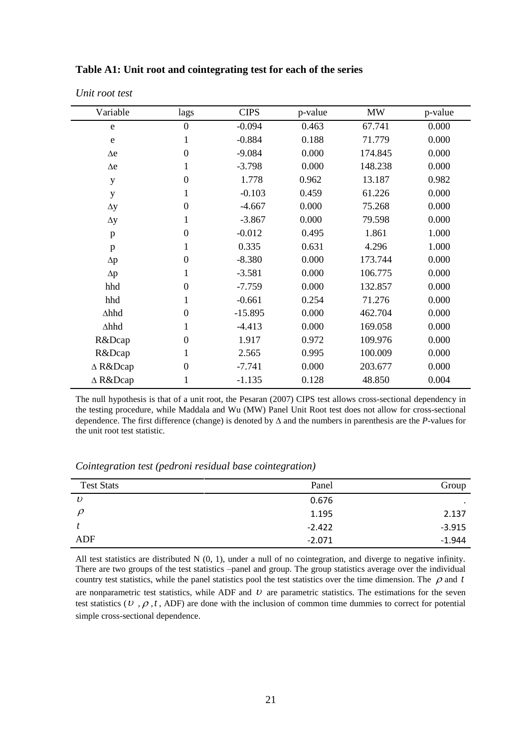**Table A1: Unit root and cointegrating test for each of the series**

*Unit root test*

| Variable | lags | CIPS | p-value | MW | p-value |
|---|---|---|---|---|---|
| e | 0 | -0.094 | 0.463 | 67.741 | 0.000 |
| e | 1 | -0.884 | 0.188 | 71.779 | 0.000 |
| ∆e | 0 | -9.084 | 0.000 | 174.845 | 0.000 |
| ∆e | 1 | -3.798 | 0.000 | 148.238 | 0.000 |
| y | 0 | 1.778 | 0.962 | 13.187 | 0.982 |
| y | 1 | -0.103 | 0.459 | 61.226 | 0.000 |
| ∆y | 0 | -4.667 | 0.000 | 75.268 | 0.000 |
| ∆y | 1 | -3.867 | 0.000 | 79.598 | 0.000 |
| p | 0 | -0.012 | 0.495 | 1.861 | 1.000 |
| p | 1 | 0.335 | 0.631 | 4.296 | 1.000 |
| ∆p | 0 | -8.380 | 0.000 | 173.744 | 0.000 |
| ∆p | 1 | -3.581 | 0.000 | 106.775 | 0.000 |
| hhd | 0 | -7.759 | 0.000 | 132.857 | 0.000 |
| hhd | 1 | -0.661 | 0.254 | 71.276 | 0.000 |
| ∆hhd | 0 | -15.895 | 0.000 | 462.704 | 0.000 |
| ∆hhd | 1 | -4.413 | 0.000 | 169.058 | 0.000 |
| R&Dcap | 0 | 1.917 | 0.972 | 109.976 | 0.000 |
| R&Dcap | 1 | 2.565 | 0.995 | 100.009 | 0.000 |
| ∆ R&Dcap | 0 | -7.741 | 0.000 | 203.677 | 0.000 |
| ∆ R&Dcap | 1 | -1.135 | 0.128 | 48.850 | 0.004 |

The null hypothesis is that of a unit root, the Pesaran (2007) CIPS test allows cross-sectional dependency in the testing procedure, while Maddala and Wu (MW) Panel Unit Root test does not allow for cross-sectional dependence. The first difference (change) is denoted by ∆ and the numbers in parenthesis are the *P*-values for the unit root test statistic.

*Cointegration test (pedroni residual base cointegration)*

| Test Stats | Panel | Group |
|---|---|---|
| $\upsilon$ | 0.676 | . |
| $\rho$ | 1.195 | 2.137 |
| $t$ | -2.422 | -3.915 |
| ADF | -2.071 | -1.944 |

All test statistics are distributed N (0, 1), under a null of no cointegration, and diverge to negative infinity. There are two groups of the test statistics –panel and group. The group statistics average over the individual country test statistics, while the panel statistics pool the test statistics over the time dimension. The $\rho$ and $t$ are nonparametric test statistics, while ADF and $\upsilon$ are parametric statistics. The estimations for the seven test statistics ($\upsilon$ , $\rho$ , $t$ , ADF) are done with the inclusion of common time dummies to correct for potential simple cross-sectional dependence.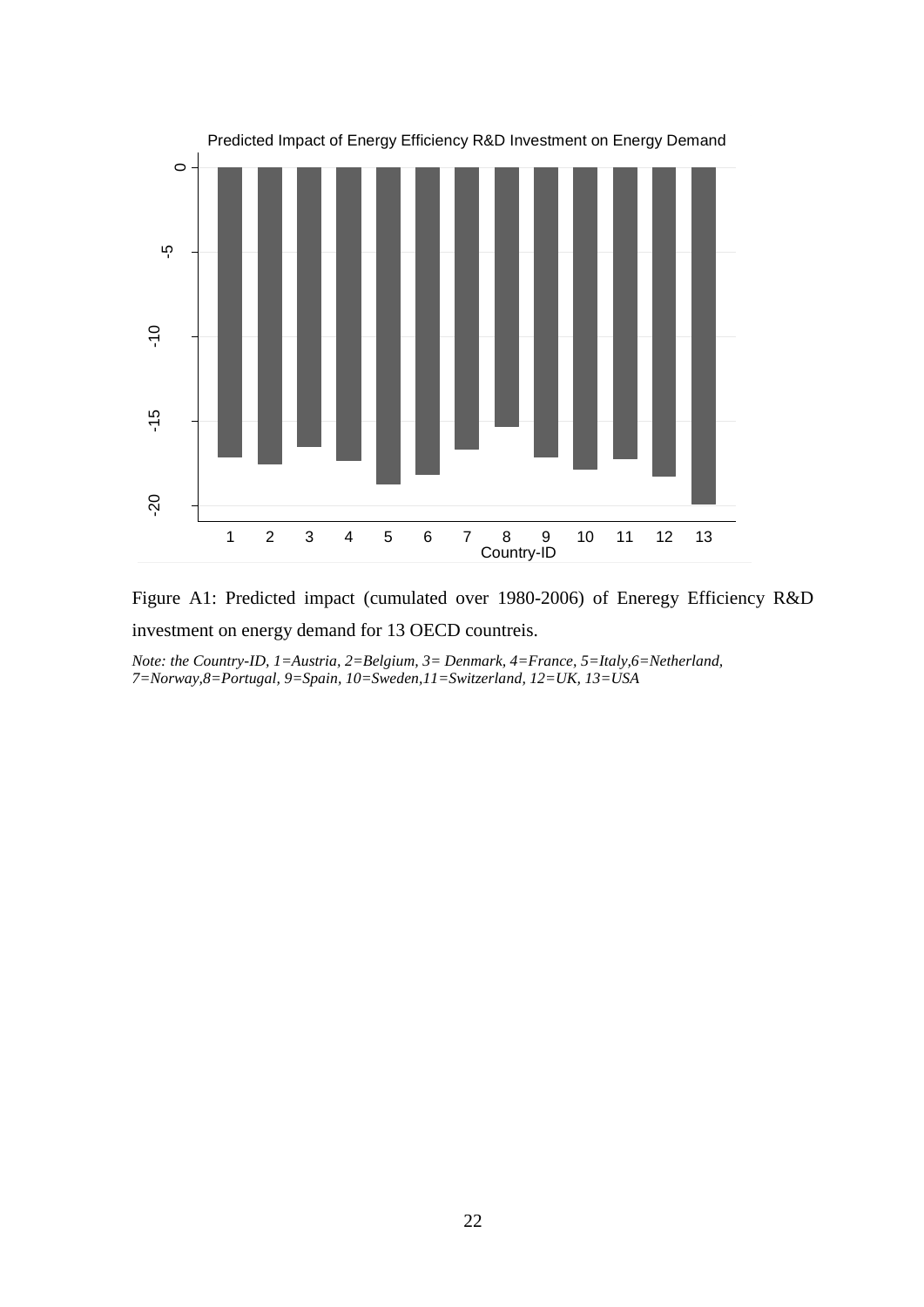Predicted Impact of Energy Efficiency R&D Investment on Energy Demand

Figure A1: Predicted impact (cumulated over 1980-2006) of Eneregy Efficiency R&D investment on energy demand for 13 OECD countreis.

*Note: the Country-ID, 1=Austria, 2=Belgium, 3= Denmark, 4=France, 5=Italy,6=Netherland, 7=Norway,8=Portugal, 9=Spain, 10=Sweden,11=Switzerland, 12=UK, 13=USA*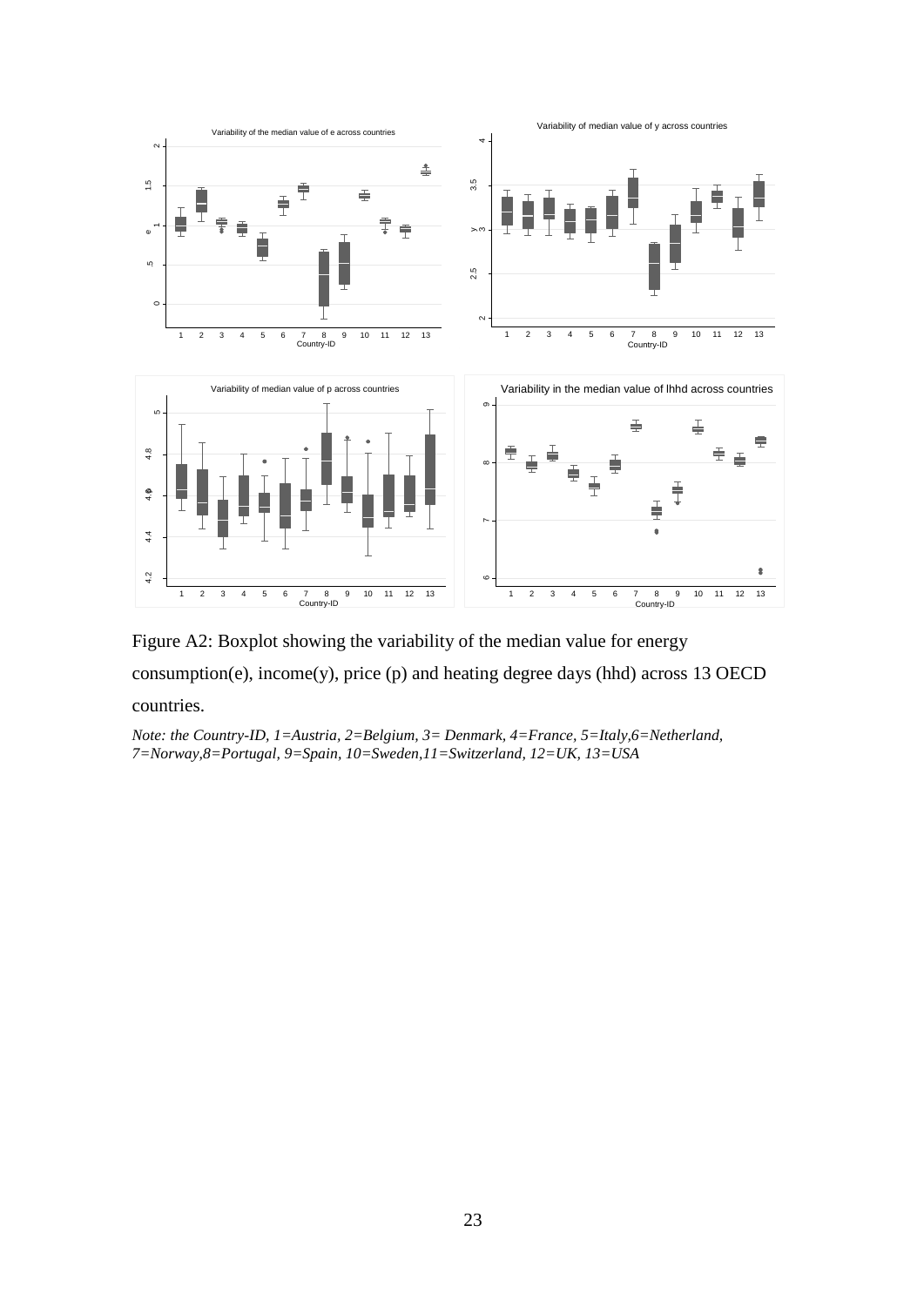Figure A2: Boxplot showing the variability of the median value for energy consumption(e), income(y), price (p) and heating degree days (hhd) across 13 OECD countries.

*Note: the Country-ID, 1=Austria, 2=Belgium, 3= Denmark, 4=France, 5=Italy,6=Netherland, 7=Norway,8=Portugal, 9=Spain, 10=Sweden,11=Switzerland, 12=UK, 13=USA*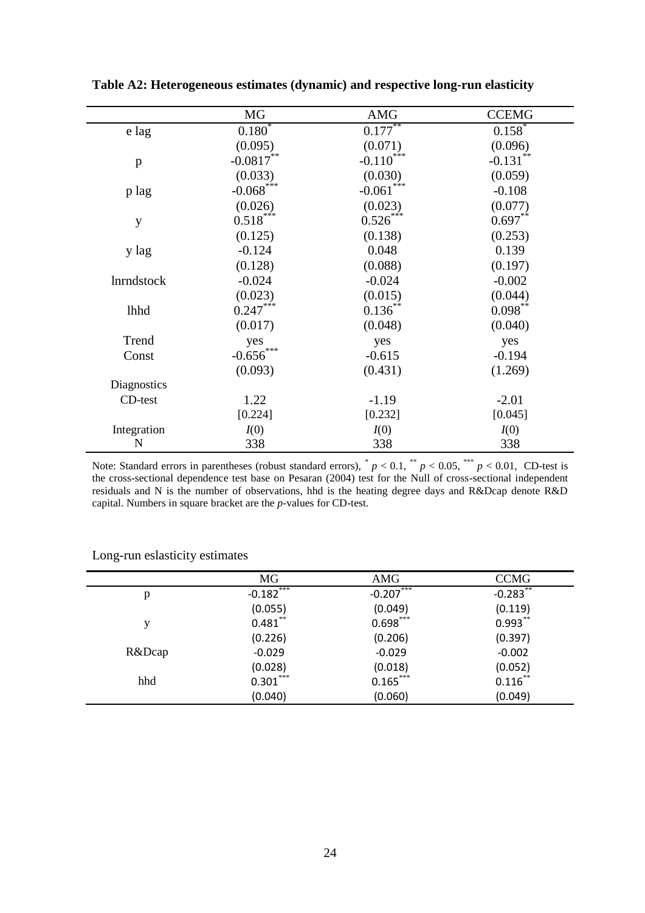**Table A2: Heterogeneous estimates (dynamic) and respective long-run elasticity**

| | MG | AMG | CCEMG |
|---|---|---|---|
| e lag | 0.180* | 0.177** | 0.158* |
| | (0.095) | (0.071) | (0.096) |
| p | -0.0817** | -0.110*** | -0.131** |
| | (0.033) | (0.030) | (0.059) |
| p lag | -0.068*** | -0.061*** | -0.108 |
| | (0.026) | (0.023) | (0.077) |
| y | 0.518*** | 0.526*** | 0.697** |
| | (0.125) | (0.138) | (0.253) |
| y lag | -0.124 | 0.048 | 0.139 |
| | (0.128) | (0.088) | (0.197) |
| lnrndstock | -0.024 | -0.024 | -0.002 |
| | (0.023) | (0.015) | (0.044) |
| lhhd | 0.247*** | 0.136** | 0.098** |
| | (0.017) | (0.048) | (0.040) |
| Trend | yes | yes | yes |
| Const | -0.656*** | -0.615 | -0.194 |
| | (0.093) | (0.431) | (1.269) |
| Diagnostics | | | |
| CD-test | 1.22 | -1.19 | -2.01 |
| | [0.224] | [0.232] | [0.045] |
| Integration | *I*(0) | *I*(0) | *I*(0) |
| N | 338 | 338 | 338 |

Note: Standard errors in parentheses (robust standard errors), * $p < 0.1$, ** $p < 0.05$, *** $p < 0.01$, CD-test is the cross-sectional dependence test base on Pesaran (2004) test for the Null of cross-sectional independent residuals and N is the number of observations, hhd is the heating degree days and R&Dcap denote R&D capital. Numbers in square bracket are the *p*-values for CD-test.

Long-run eslasticity estimates

| | MG | AMG | CCMG |
|---|---|---|---|
| p | -0.182*** | -0.207*** | -0.283** |
| | (0.055) | (0.049) | (0.119) |
| y | 0.481** | 0.698*** | 0.993** |
| | (0.226) | (0.206) | (0.397) |
| R&Dcap | -0.029 | -0.029 | -0.002 |
| | (0.028) | (0.018) | (0.052) |
| hhd | 0.301*** | 0.165*** | 0.116** |
| | (0.040) | (0.060) | (0.049) |